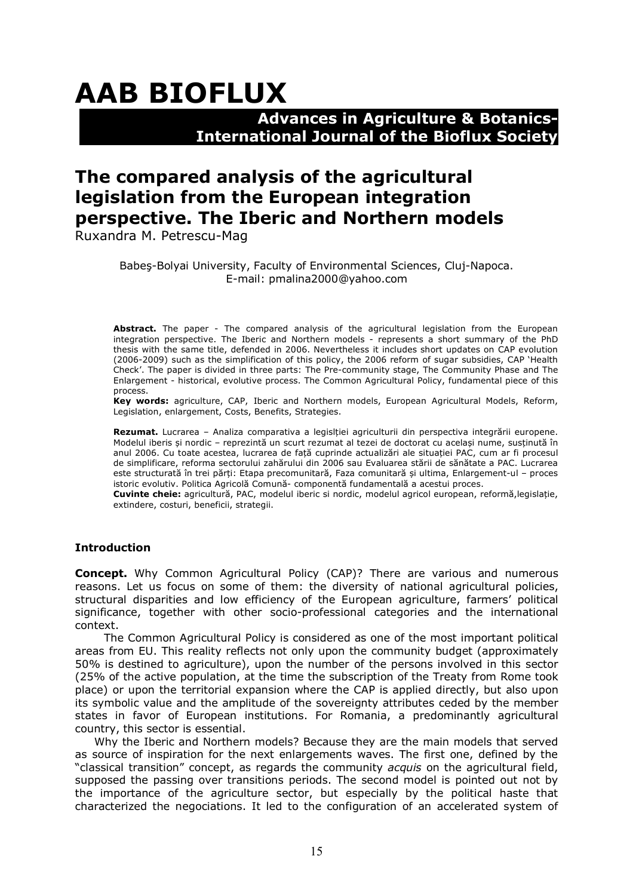# AAB BIOFLUX

**Advances in Agriculture & Botanics-**
**International Journal of the Bioflux Society**

## The compared analysis of the agricultural legislation from the European integration perspective. The Iberic and Northern models

Ruxandra M. Petrescu-Mag

Babeş-Bolyai University, Faculty of Environmental Sciences, Cluj-Napoca.
E-mail: pmalina2000@yahoo.com

**Abstract.** The paper - The compared analysis of the agricultural legislation from the European integration perspective. The Iberic and Northern models - represents a short summary of the PhD thesis with the same title, defended in 2006. Nevertheless it includes short updates on CAP evolution (2006-2009) such as the simplification of this policy, the 2006 reform of sugar subsidies, CAP 'Health Check'. The paper is divided in three parts: The Pre-community stage, The Community Phase and The Enlargement - historical, evolutive process. The Common Agricultural Policy, fundamental piece of this process.
**Key words:** agriculture, CAP, Iberic and Northern models, European Agricultural Models, Reform, Legislation, enlargement, Costs, Benefits, Strategies.

**Rezumat.** Lucrarea – Analiza comparativa a legislției agriculturii din perspectiva integrării europene. Modelul iberis și nordic – reprezintă un scurt rezumat al tezei de doctorat cu același nume, susținută în anul 2006. Cu toate acestea, lucrarea de față cuprinde actualizări ale situației PAC, cum ar fi procesul de simplificare, reforma sectorului zahărului din 2006 sau Evaluarea stării de sănătate a PAC. Lucrarea este structurată în trei părți: Etapa precomunitară, Faza comunitară și ultima, Enlargement-ul – proces istoric evolutiv. Politica Agricolă Comună- componentă fundamentală a acestui proces.
**Cuvinte cheie:** agricultură, PAC, modelul iberic si nordic, modelul agricol european, reformă,legislație, extindere, costuri, beneficii, strategii.

### Introduction

**Concept.** Why Common Agricultural Policy (CAP)? There are various and numerous reasons. Let us focus on some of them: the diversity of national agricultural policies, structural disparities and low efficiency of the European agriculture, farmers' political significance, together with other socio-professional categories and the international context.

The Common Agricultural Policy is considered as one of the most important political areas from EU. This reality reflects not only upon the community budget (approximately 50% is destined to agriculture), upon the number of the persons involved in this sector (25% of the active population, at the time the subscription of the Treaty from Rome took place) or upon the territorial expansion where the CAP is applied directly, but also upon its symbolic value and the amplitude of the sovereignty attributes ceded by the member states in favor of European institutions. For Romania, a predominantly agricultural country, this sector is essential.

Why the Iberic and Northern models? Because they are the main models that served as source of inspiration for the next enlargements waves. The first one, defined by the "classical transition" concept, as regards the community *acquis* on the agricultural field, supposed the passing over transitions periods. The second model is pointed out not by the importance of the agriculture sector, but especially by the political haste that characterized the negociations. It led to the configuration of an accelerated system of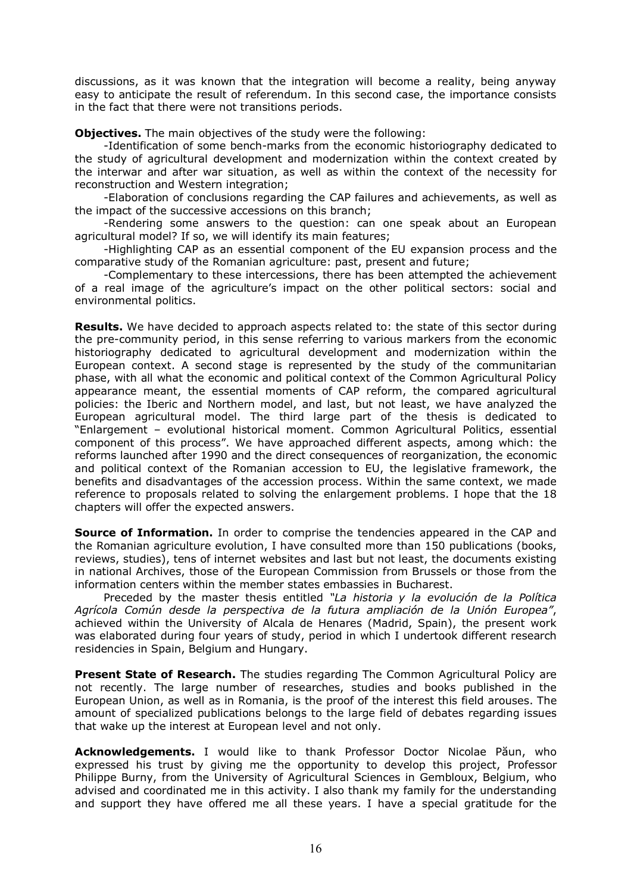discussions, as it was known that the integration will become a reality, being anyway easy to anticipate the result of referendum. In this second case, the importance consists in the fact that there were not transitions periods.

**Objectives.** The main objectives of the study were the following:

-Identification of some bench-marks from the economic historiography dedicated to the study of agricultural development and modernization within the context created by the interwar and after war situation, as well as within the context of the necessity for reconstruction and Western integration;

-Elaboration of conclusions regarding the CAP failures and achievements, as well as the impact of the successive accessions on this branch;

-Rendering some answers to the question: can one speak about an European agricultural model? If so, we will identify its main features;

-Highlighting CAP as an essential component of the EU expansion process and the comparative study of the Romanian agriculture: past, present and future;

-Complementary to these intercessions, there has been attempted the achievement of a real image of the agriculture's impact on the other political sectors: social and environmental politics.

**Results.** We have decided to approach aspects related to: the state of this sector during the pre-community period, in this sense referring to various markers from the economic historiography dedicated to agricultural development and modernization within the European context. A second stage is represented by the study of the communitarian phase, with all what the economic and political context of the Common Agricultural Policy appearance meant, the essential moments of CAP reform, the compared agricultural policies: the Iberic and Northern model, and last, but not least, we have analyzed the European agricultural model. The third large part of the thesis is dedicated to "Enlargement – evolutional historical moment. Common Agricultural Politics, essential component of this process". We have approached different aspects, among which: the reforms launched after 1990 and the direct consequences of reorganization, the economic and political context of the Romanian accession to EU, the legislative framework, the benefits and disadvantages of the accession process. Within the same context, we made reference to proposals related to solving the enlargement problems. I hope that the 18 chapters will offer the expected answers.

**Source of Information.** In order to comprise the tendencies appeared in the CAP and the Romanian agriculture evolution, I have consulted more than 150 publications (books, reviews, studies), tens of internet websites and last but not least, the documents existing in national Archives, those of the European Commission from Brussels or those from the information centers within the member states embassies in Bucharest.

Preceded by the master thesis entitled *"La historia y la evolución de la Política Agrícola Común desde la perspectiva de la futura ampliación de la Unión Europea"*, achieved within the University of Alcala de Henares (Madrid, Spain), the present work was elaborated during four years of study, period in which I undertook different research residencies in Spain, Belgium and Hungary.

**Present State of Research.** The studies regarding The Common Agricultural Policy are not recently. The large number of researches, studies and books published in the European Union, as well as in Romania, is the proof of the interest this field arouses. The amount of specialized publications belongs to the large field of debates regarding issues that wake up the interest at European level and not only.

**Acknowledgements.** I would like to thank Professor Doctor Nicolae Păun, who expressed his trust by giving me the opportunity to develop this project, Professor Philippe Burny, from the University of Agricultural Sciences in Gembloux, Belgium, who advised and coordinated me in this activity. I also thank my family for the understanding and support they have offered me all these years. I have a special gratitude for the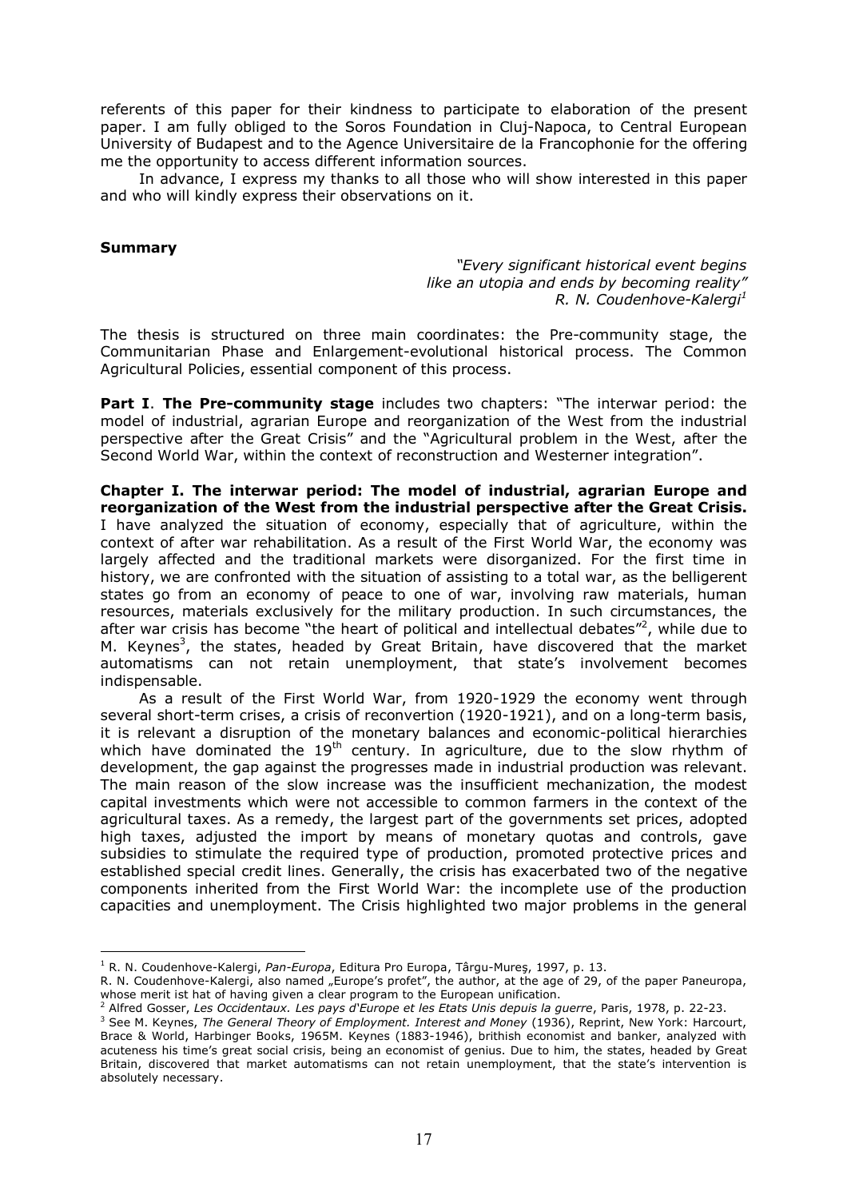referents of this paper for their kindness to participate to elaboration of the present paper. I am fully obliged to the Soros Foundation in Cluj-Napoca, to Central European University of Budapest and to the Agence Universitaire de la Francophonie for the offering me the opportunity to access different information sources.

In advance, I express my thanks to all those who will show interested in this paper and who will kindly express their observations on it.

**Summary**

> *"Every significant historical event begins like an utopia and ends by becoming reality"*
> *R. N. Coudenhove-Kalergi*[1]

The thesis is structured on three main coordinates: the Pre-community stage, the Communitarian Phase and Enlargement-evolutional historical process. The Common Agricultural Policies, essential component of this process.

**Part I**. **The Pre-community stage** includes two chapters: "The interwar period: the model of industrial, agrarian Europe and reorganization of the West from the industrial perspective after the Great Crisis" and the "Agricultural problem in the West, after the Second World War, within the context of reconstruction and Westerner integration".

**Chapter I. The interwar period: The model of industrial, agrarian Europe and reorganization of the West from the industrial perspective after the Great Crisis.** I have analyzed the situation of economy, especially that of agriculture, within the context of after war rehabilitation. As a result of the First World War, the economy was largely affected and the traditional markets were disorganized. For the first time in history, we are confronted with the situation of assisting to a total war, as the belligerent states go from an economy of peace to one of war, involving raw materials, human resources, materials exclusively for the military production. In such circumstances, the after war crisis has become "the heart of political and intellectual debates"[2], while due to M. Keynes[3], the states, headed by Great Britain, have discovered that the market automatisms can not retain unemployment, that state's involvement becomes indispensable.

As a result of the First World War, from 1920-1929 the economy went through several short-term crises, a crisis of reconvertion (1920-1921), and on a long-term basis, it is relevant a disruption of the monetary balances and economic-political hierarchies which have dominated the 19th century. In agriculture, due to the slow rhythm of development, the gap against the progresses made in industrial production was relevant. The main reason of the slow increase was the insufficient mechanization, the modest capital investments which were not accessible to common farmers in the context of the agricultural taxes. As a remedy, the largest part of the governments set prices, adopted high taxes, adjusted the import by means of monetary quotas and controls, gave subsidies to stimulate the required type of production, promoted protective prices and established special credit lines. Generally, the crisis has exacerbated two of the negative components inherited from the First World War: the incomplete use of the production capacities and unemployment. The Crisis highlighted two major problems in the general

---

[1] R. N. Coudenhove-Kalergi, *Pan-Europa*, Editura Pro Europa, Târgu-Mureş, 1997, p. 13.
R. N. Coudenhove-Kalergi, also named „Europe's profet", the author, at the age of 29, of the paper Paneuropa, whose merit ist hat of having given a clear program to the European unification.

[2] Alfred Gosser, *Les Occidentaux. Les pays d'Europe et les Etats Unis depuis la guerre*, Paris, 1978, p. 22-23.

[3] See M. Keynes, *The General Theory of Employment. Interest and Money* (1936), Reprint, New York: Harcourt, Brace & World, Harbinger Books, 1965M. Keynes (1883-1946), brithish economist and banker, analyzed with acuteness his time's great social crisis, being an economist of genius. Due to him, the states, headed by Great Britain, discovered that market automatisms can not retain unemployment, that the state's intervention is absolutely necessary.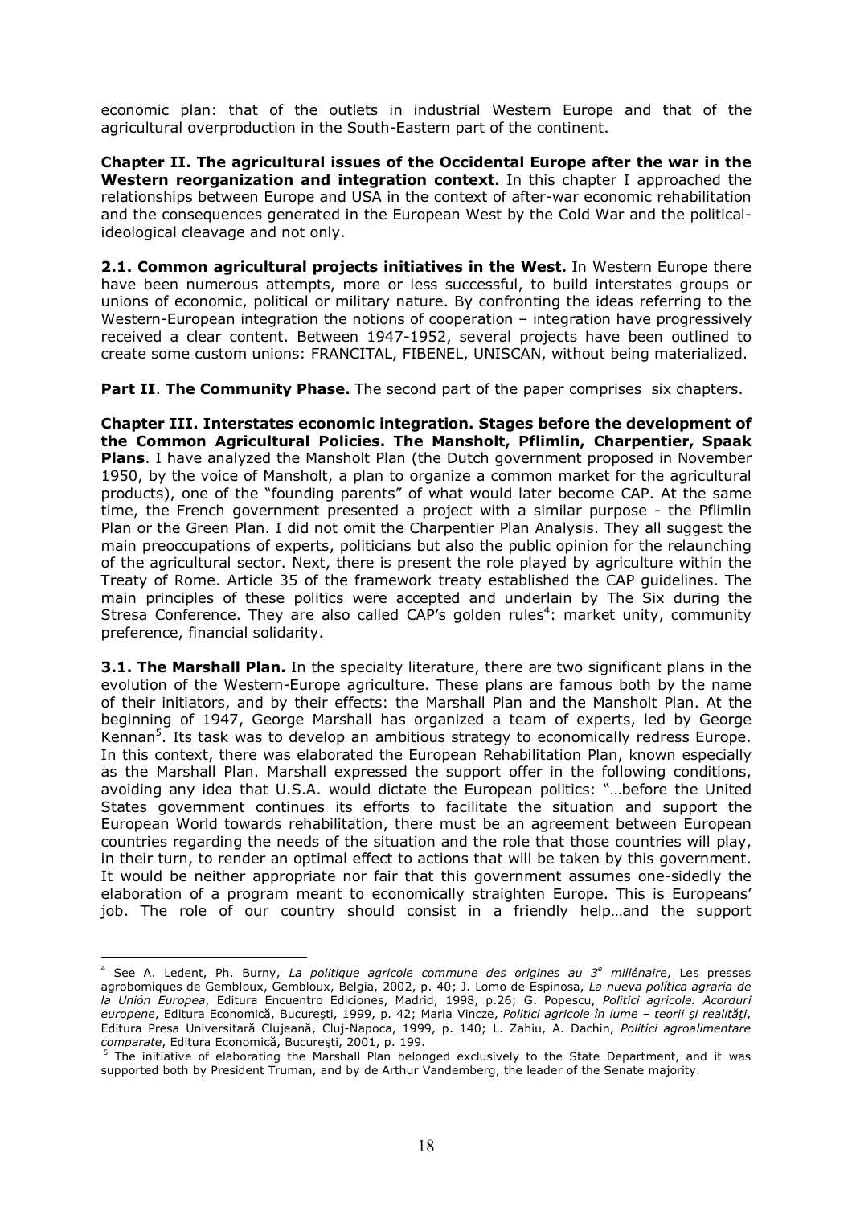economic plan: that of the outlets in industrial Western Europe and that of the agricultural overproduction in the South-Eastern part of the continent.

**Chapter II. The agricultural issues of the Occidental Europe after the war in the Western reorganization and integration context.** In this chapter I approached the relationships between Europe and USA in the context of after-war economic rehabilitation and the consequences generated in the European West by the Cold War and the political-ideological cleavage and not only.

**2.1. Common agricultural projects initiatives in the West.** In Western Europe there have been numerous attempts, more or less successful, to build interstates groups or unions of economic, political or military nature. By confronting the ideas referring to the Western-European integration the notions of cooperation – integration have progressively received a clear content. Between 1947-1952, several projects have been outlined to create some custom unions: FRANCITAL, FIBENEL, UNISCAN, without being materialized.

**Part II**. **The Community Phase.** The second part of the paper comprises six chapters.

**Chapter III. Interstates economic integration. Stages before the development of the Common Agricultural Policies. The Mansholt, Pflimlin, Charpentier, Spaak Plans**. I have analyzed the Mansholt Plan (the Dutch government proposed in November 1950, by the voice of Mansholt, a plan to organize a common market for the agricultural products), one of the "founding parents" of what would later become CAP. At the same time, the French government presented a project with a similar purpose - the Pflimlin Plan or the Green Plan. I did not omit the Charpentier Plan Analysis. They all suggest the main preoccupations of experts, politicians but also the public opinion for the relaunching of the agricultural sector. Next, there is present the role played by agriculture within the Treaty of Rome. Article 35 of the framework treaty established the CAP guidelines. The main principles of these politics were accepted and underlain by The Six during the Stresa Conference. They are also called CAP's golden rules[4]: market unity, community preference, financial solidarity.

**3.1. The Marshall Plan.** In the specialty literature, there are two significant plans in the evolution of the Western-Europe agriculture. These plans are famous both by the name of their initiators, and by their effects: the Marshall Plan and the Mansholt Plan. At the beginning of 1947, George Marshall has organized a team of experts, led by George Kennan[5]. Its task was to develop an ambitious strategy to economically redress Europe. In this context, there was elaborated the European Rehabilitation Plan, known especially as the Marshall Plan. Marshall expressed the support offer in the following conditions, avoiding any idea that U.S.A. would dictate the European politics: "…before the United States government continues its efforts to facilitate the situation and support the European World towards rehabilitation, there must be an agreement between European countries regarding the needs of the situation and the role that those countries will play, in their turn, to render an optimal effect to actions that will be taken by this government. It would be neither appropriate nor fair that this government assumes one-sidedly the elaboration of a program meant to economically straighten Europe. This is Europeans' job. The role of our country should consist in a friendly help…and the support

---

[4] See A. Ledent, Ph. Burny, *La politique agricole commune des origines au 3e millénaire*, Les presses agrobomiques de Gembloux, Gembloux, Belgia, 2002, p. 40; J. Lomo de Espinosa, *La nueva política agraria de la Unión Europea*, Editura Encuentro Ediciones, Madrid, 1998, p.26; G. Popescu, *Politici agricole. Acorduri europene*, Editura Economică, Bucureşti, 1999, p. 42; Maria Vincze, *Politici agricole în lume – teorii şi realităţi*, Editura Presa Universitară Clujeană, Cluj-Napoca, 1999, p. 140; L. Zahiu, A. Dachin, *Politici agroalimentare comparate*, Editura Economică, Bucureşti, 2001, p. 199.

[5] The initiative of elaborating the Marshall Plan belonged exclusively to the State Department, and it was supported both by President Truman, and by de Arthur Vandemberg, the leader of the Senate majority.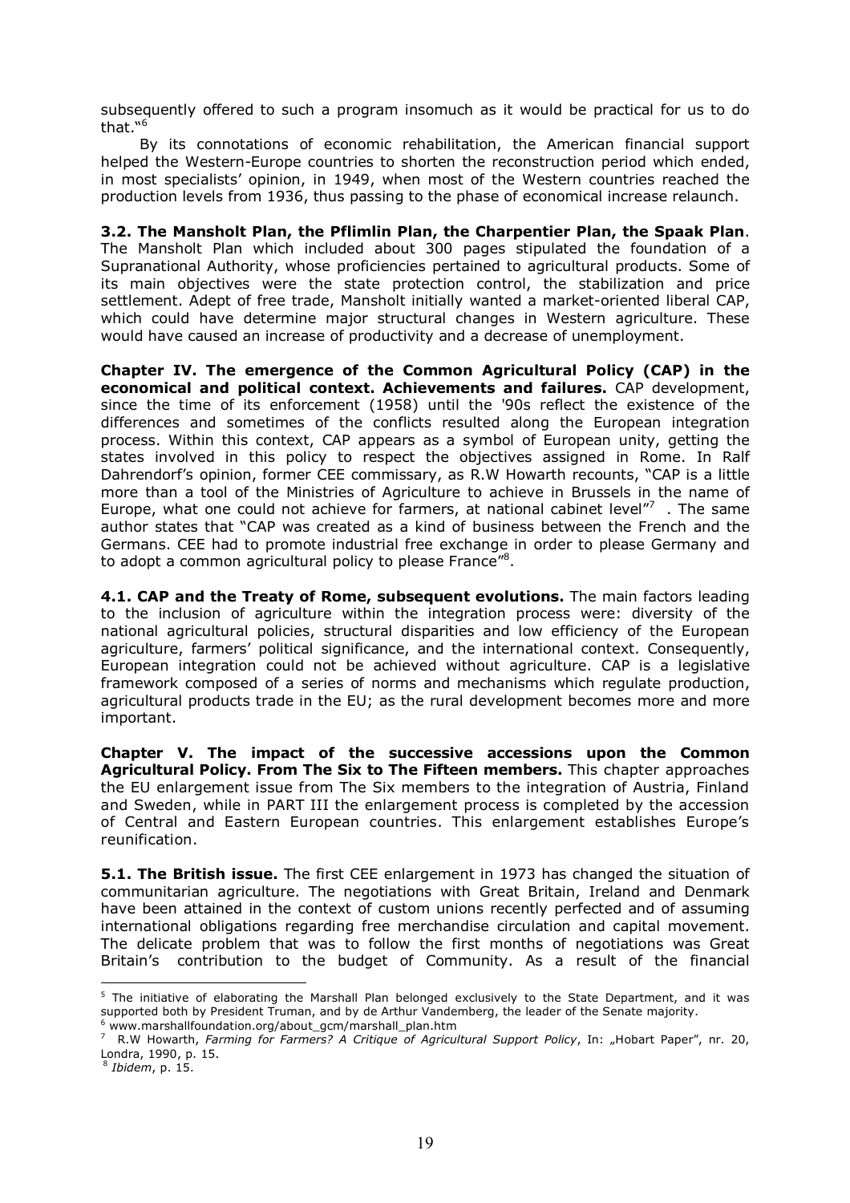subsequently offered to such a program insomuch as it would be practical for us to do that."[6]

By its connotations of economic rehabilitation, the American financial support helped the Western-Europe countries to shorten the reconstruction period which ended, in most specialists' opinion, in 1949, when most of the Western countries reached the production levels from 1936, thus passing to the phase of economical increase relaunch.

**3.2. The Mansholt Plan, the Pflimlin Plan, the Charpentier Plan, the Spaak Plan**. The Mansholt Plan which included about 300 pages stipulated the foundation of a Supranational Authority, whose proficiencies pertained to agricultural products. Some of its main objectives were the state protection control, the stabilization and price settlement. Adept of free trade, Mansholt initially wanted a market-oriented liberal CAP, which could have determine major structural changes in Western agriculture. These would have caused an increase of productivity and a decrease of unemployment.

**Chapter IV. The emergence of the Common Agricultural Policy (CAP) in the economical and political context. Achievements and failures.** CAP development, since the time of its enforcement (1958) until the '90s reflect the existence of the differences and sometimes of the conflicts resulted along the European integration process. Within this context, CAP appears as a symbol of European unity, getting the states involved in this policy to respect the objectives assigned in Rome. In Ralf Dahrendorf's opinion, former CEE commissary, as R.W Howarth recounts, "CAP is a little more than a tool of the Ministries of Agriculture to achieve in Brussels in the name of Europe, what one could not achieve for farmers, at national cabinet level"[7] . The same author states that "CAP was created as a kind of business between the French and the Germans. CEE had to promote industrial free exchange in order to please Germany and to adopt a common agricultural policy to please France"[8].

**4.1. CAP and the Treaty of Rome, subsequent evolutions.** The main factors leading to the inclusion of agriculture within the integration process were: diversity of the national agricultural policies, structural disparities and low efficiency of the European agriculture, farmers' political significance, and the international context. Consequently, European integration could not be achieved without agriculture. CAP is a legislative framework composed of a series of norms and mechanisms which regulate production, agricultural products trade in the EU; as the rural development becomes more and more important.

**Chapter V. The impact of the successive accessions upon the Common Agricultural Policy. From The Six to The Fifteen members.** This chapter approaches the EU enlargement issue from The Six members to the integration of Austria, Finland and Sweden, while in PART III the enlargement process is completed by the accession of Central and Eastern European countries. This enlargement establishes Europe's reunification.

**5.1. The British issue.** The first CEE enlargement in 1973 has changed the situation of communitarian agriculture. The negotiations with Great Britain, Ireland and Denmark have been attained in the context of custom unions recently perfected and of assuming international obligations regarding free merchandise circulation and capital movement. The delicate problem that was to follow the first months of negotiations was Great Britain's contribution to the budget of Community. As a result of the financial

---

[5] The initiative of elaborating the Marshall Plan belonged exclusively to the State Department, and it was supported both by President Truman, and by de Arthur Vandemberg, the leader of the Senate majority.

[6] www.marshallfoundation.org/about_gcm/marshall_plan.htm

[7] R.W Howarth, *Farming for Farmers? A Critique of Agricultural Support Policy*, In: „Hobart Paper", nr. 20, Londra, 1990, p. 15.

[8] *Ibidem*, p. 15.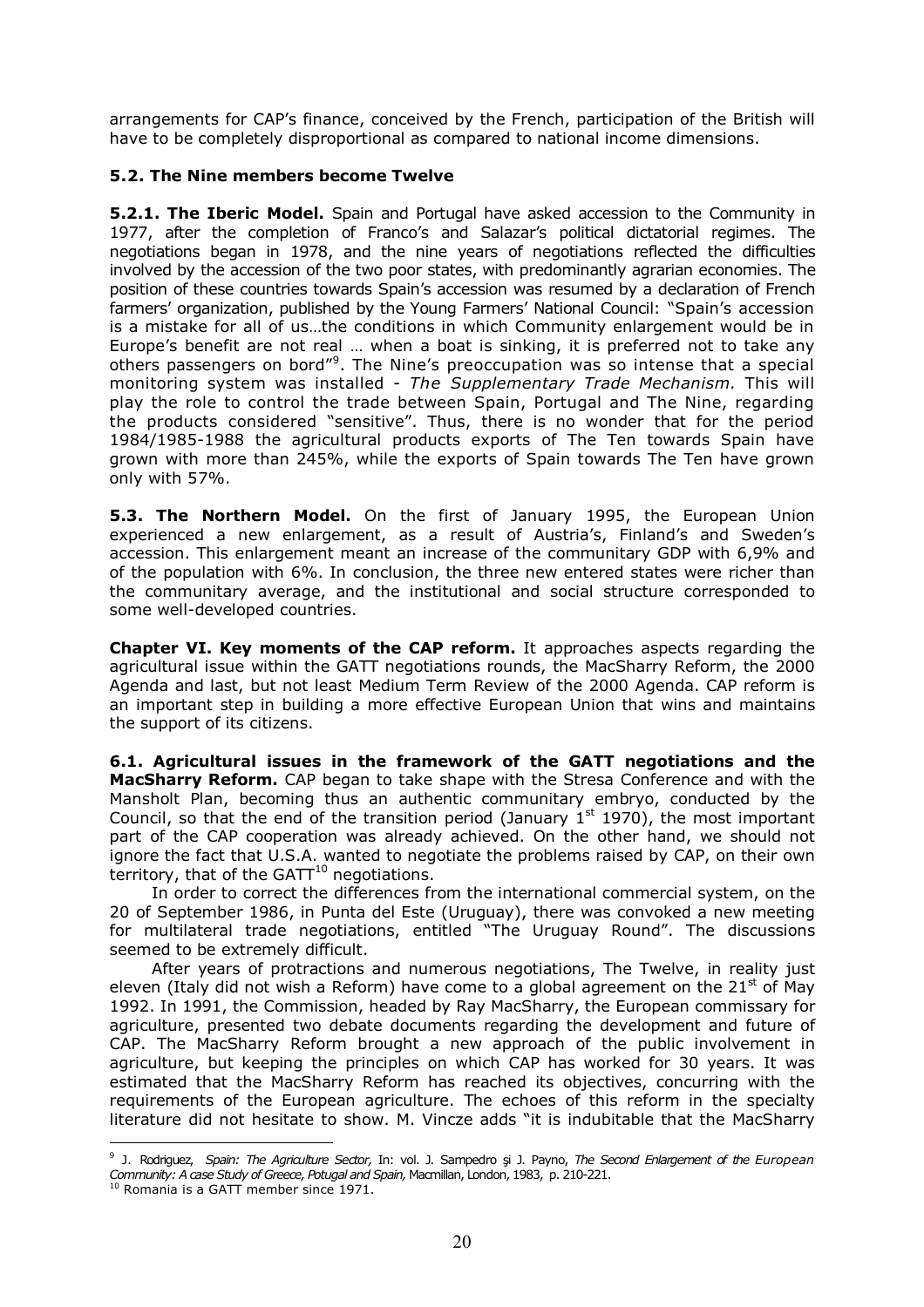arrangements for CAP's finance, conceived by the French, participation of the British will have to be completely disproportional as compared to national income dimensions.

### 5.2. The Nine members become Twelve

**5.2.1. The Iberic Model.** Spain and Portugal have asked accession to the Community in 1977, after the completion of Franco's and Salazar's political dictatorial regimes. The negotiations began in 1978, and the nine years of negotiations reflected the difficulties involved by the accession of the two poor states, with predominantly agrarian economies. The position of these countries towards Spain's accession was resumed by a declaration of French farmers' organization, published by the Young Farmers' National Council: "Spain's accession is a mistake for all of us…the conditions in which Community enlargement would be in Europe's benefit are not real … when a boat is sinking, it is preferred not to take any others passengers on bord"[9]. The Nine's preoccupation was so intense that a special monitoring system was installed - *The Supplementary Trade Mechanism.* This will play the role to control the trade between Spain, Portugal and The Nine, regarding the products considered "sensitive". Thus, there is no wonder that for the period 1984/1985-1988 the agricultural products exports of The Ten towards Spain have grown with more than 245%, while the exports of Spain towards The Ten have grown only with 57%.

**5.3. The Northern Model.** On the first of January 1995, the European Union experienced a new enlargement, as a result of Austria's, Finland's and Sweden's accession. This enlargement meant an increase of the communitary GDP with 6,9% and of the population with 6%. In conclusion, the three new entered states were richer than the communitary average, and the institutional and social structure corresponded to some well-developed countries.

**Chapter VI. Key moments of the CAP reform.** It approaches aspects regarding the agricultural issue within the GATT negotiations rounds, the MacSharry Reform, the 2000 Agenda and last, but not least Medium Term Review of the 2000 Agenda. CAP reform is an important step in building a more effective European Union that wins and maintains the support of its citizens.

**6.1. Agricultural issues in the framework of the GATT negotiations and the MacSharry Reform.** CAP began to take shape with the Stresa Conference and with the Mansholt Plan, becoming thus an authentic communitary embryo, conducted by the Council, so that the end of the transition period (January 1[st] 1970), the most important part of the CAP cooperation was already achieved. On the other hand, we should not ignore the fact that U.S.A. wanted to negotiate the problems raised by CAP, on their own territory, that of the GATT[10] negotiations.

In order to correct the differences from the international commercial system, on the 20 of September 1986, in Punta del Este (Uruguay), there was convoked a new meeting for multilateral trade negotiations, entitled "The Uruguay Round". The discussions seemed to be extremely difficult.

After years of protractions and numerous negotiations, The Twelve, in reality just eleven (Italy did not wish a Reform) have come to a global agreement on the 21[st] of May 1992. In 1991, the Commission, headed by Ray MacSharry, the European commissary for agriculture, presented two debate documents regarding the development and future of CAP. The MacSharry Reform brought a new approach of the public involvement in agriculture, but keeping the principles on which CAP has worked for 30 years. It was estimated that the MacSharry Reform has reached its objectives, concurring with the requirements of the European agriculture. The echoes of this reform in the specialty literature did not hesitate to show. M. Vincze adds "it is indubitable that the MacSharry

---

[9] J. Rodriguez, *Spain: The Agriculture Sector,* In: vol. J. Sampedro şi J. Payno, *The Second Enlargement of the European Community: A case Study of Greece, Potugal and Spain,* Macmillan, London, 1983, p. 210-221.

[10] Romania is a GATT member since 1971.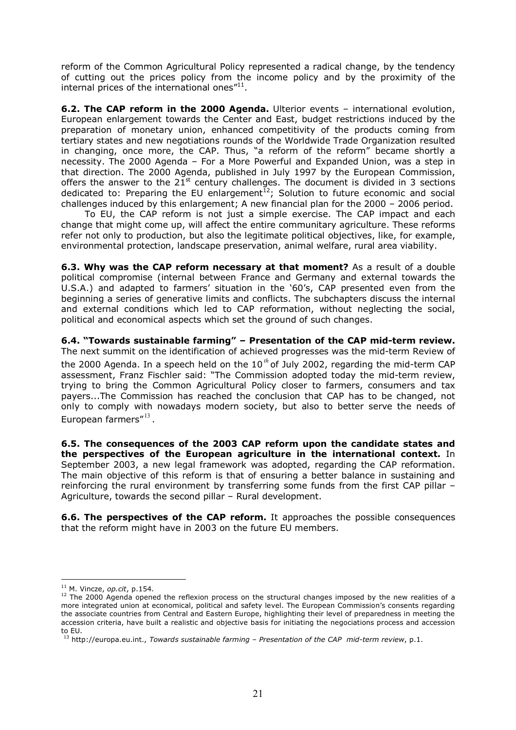reform of the Common Agricultural Policy represented a radical change, by the tendency of cutting out the prices policy from the income policy and by the proximity of the internal prices of the international ones"[11].

**6.2. The CAP reform in the 2000 Agenda.** Ulterior events – international evolution, European enlargement towards the Center and East, budget restrictions induced by the preparation of monetary union, enhanced competitivity of the products coming from tertiary states and new negotiations rounds of the Worldwide Trade Organization resulted in changing, once more, the CAP. Thus, "a reform of the reform" became shortly a necessity. The 2000 Agenda – For a More Powerful and Expanded Union, was a step in that direction. The 2000 Agenda, published in July 1997 by the European Commission, offers the answer to the 21st century challenges. The document is divided in 3 sections dedicated to: Preparing the EU enlargement[12]; Solution to future economic and social challenges induced by this enlargement; A new financial plan for the 2000 – 2006 period.

To EU, the CAP reform is not just a simple exercise. The CAP impact and each change that might come up, will affect the entire communitary agriculture. These reforms refer not only to production, but also the legitimate political objectives, like, for example, environmental protection, landscape preservation, animal welfare, rural area viability.

**6.3. Why was the CAP reform necessary at that moment?** As a result of a double political compromise (internal between France and Germany and external towards the U.S.A.) and adapted to farmers' situation in the '60's, CAP presented even from the beginning a series of generative limits and conflicts. The subchapters discuss the internal and external conditions which led to CAP reformation, without neglecting the social, political and economical aspects which set the ground of such changes.

**6.4. "Towards sustainable farming" – Presentation of the CAP mid-term review.** The next summit on the identification of achieved progresses was the mid-term Review of the 2000 Agenda. In a speech held on the 10th of July 2002, regarding the mid-term CAP assessment, Franz Fischler said: "The Commission adopted today the mid-term review, trying to bring the Common Agricultural Policy closer to farmers, consumers and tax payers...The Commission has reached the conclusion that CAP has to be changed, not only to comply with nowadays modern society, but also to better serve the needs of European farmers"[13].

**6.5. The consequences of the 2003 CAP reform upon the candidate states and the perspectives of the European agriculture in the international context.** In September 2003, a new legal framework was adopted, regarding the CAP reformation. The main objective of this reform is that of ensuring a better balance in sustaining and reinforcing the rural environment by transferring some funds from the first CAP pillar – Agriculture, towards the second pillar – Rural development.

**6.6. The perspectives of the CAP reform.** It approaches the possible consequences that the reform might have in 2003 on the future EU members.

---

[11] M. Vincze, *op.cit*, p.154.

[12] The 2000 Agenda opened the reflexion process on the structural changes imposed by the new realities of a more integrated union at economical, political and safety level. The European Commission's consents regarding the associate countries from Central and Eastern Europe, highlighting their level of preparedness in meeting the accession criteria, have built a realistic and objective basis for initiating the negociations process and accession to EU.

[13] http://europa.eu.int., *Towards sustainable farming – Presentation of the CAP mid-term review*, p.1.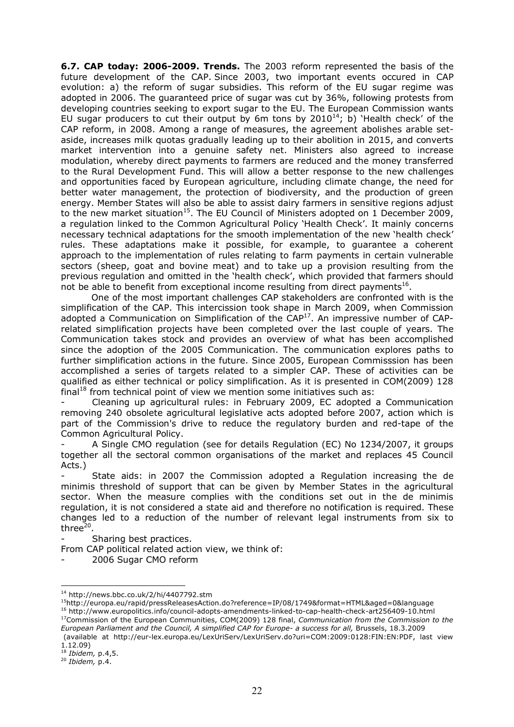**6.7. CAP today: 2006-2009. Trends.** The 2003 reform represented the basis of the future development of the CAP. Since 2003, two important events occured in CAP evolution: a) the reform of sugar subsidies. This reform of the EU sugar regime was adopted in 2006. The guaranteed price of sugar was cut by 36%, following protests from developing countries seeking to export sugar to the EU. The European Commission wants EU sugar producers to cut their output by 6m tons by 2010[14]; b) 'Health check' of the CAP reform, in 2008. Among a range of measures, the agreement abolishes arable set-aside, increases milk quotas gradually leading up to their abolition in 2015, and converts market intervention into a genuine safety net. Ministers also agreed to increase modulation, whereby direct payments to farmers are reduced and the money transferred to the Rural Development Fund. This will allow a better response to the new challenges and opportunities faced by European agriculture, including climate change, the need for better water management, the protection of biodiversity, and the production of green energy. Member States will also be able to assist dairy farmers in sensitive regions adjust to the new market situation[15]. The EU Council of Ministers adopted on 1 December 2009, a regulation linked to the Common Agricultural Policy 'Health Check'. It mainly concerns necessary technical adaptations for the smooth implementation of the new 'health check' rules. These adaptations make it possible, for example, to guarantee a coherent approach to the implementation of rules relating to farm payments in certain vulnerable sectors (sheep, goat and bovine meat) and to take up a provision resulting from the previous regulation and omitted in the 'health check', which provided that farmers should not be able to benefit from exceptional income resulting from direct payments[16].

One of the most important challenges CAP stakeholders are confronted with is the simplification of the CAP. This intercission took shape in March 2009, when Commission adopted a Communication on Simplification of the CAP[17]. An impressive number of CAP-related simplification projects have been completed over the last couple of years. The Communication takes stock and provides an overview of what has been accomplished since the adoption of the 2005 Communication. The communication explores paths to further simplification actions in the future. Since 2005, European Commisssion has been accomplished a series of targets related to a simpler CAP. These of activities can be qualified as either technical or policy simplification. As it is presented in COM(2009) 128 final[18] from technical point of view we mention some initiatives such as:

- Cleaning up agricultural rules: in February 2009, EC adopted a Communication removing 240 obsolete agricultural legislative acts adopted before 2007, action which is part of the Commission's drive to reduce the regulatory burden and red-tape of the Common Agricultural Policy.
- A Single CMO regulation (see for details Regulation (EC) No 1234/2007, it groups together all the sectoral common organisations of the market and replaces 45 Council Acts.)
- State aids: in 2007 the Commission adopted a Regulation increasing the de minimis threshold of support that can be given by Member States in the agricultural sector. When the measure complies with the conditions set out in the de minimis regulation, it is not considered a state aid and therefore no notification is required. These changes led to a reduction of the number of relevant legal instruments from six to three[20].
- Sharing best practices.

From CAP political related action view, we think of:

- 2006 Sugar CMO reform

---

[14] http://news.bbc.co.uk/2/hi/4407792.stm

[15] http://europa.eu/rapid/pressReleasesAction.do?reference=IP/08/1749&format=HTML&aged=0&language

[16] http://www.europolitics.info/council-adopts-amendments-linked-to-cap-health-check-art256409-10.html

[17] Commission of the European Communities, COM(2009) 128 final, *Communication from the Commission to the European Parliament and the Council, A simplified CAP for Europe- a success for all,* Brussels, 18.3.2009 (available at http://eur-lex.europa.eu/LexUriServ/LexUriServ.do?uri=COM:2009:0128:FIN:EN:PDF, last view 1.12.09)

[18] *Ibidem,* p.4,5.

[20] *Ibidem,* p.4.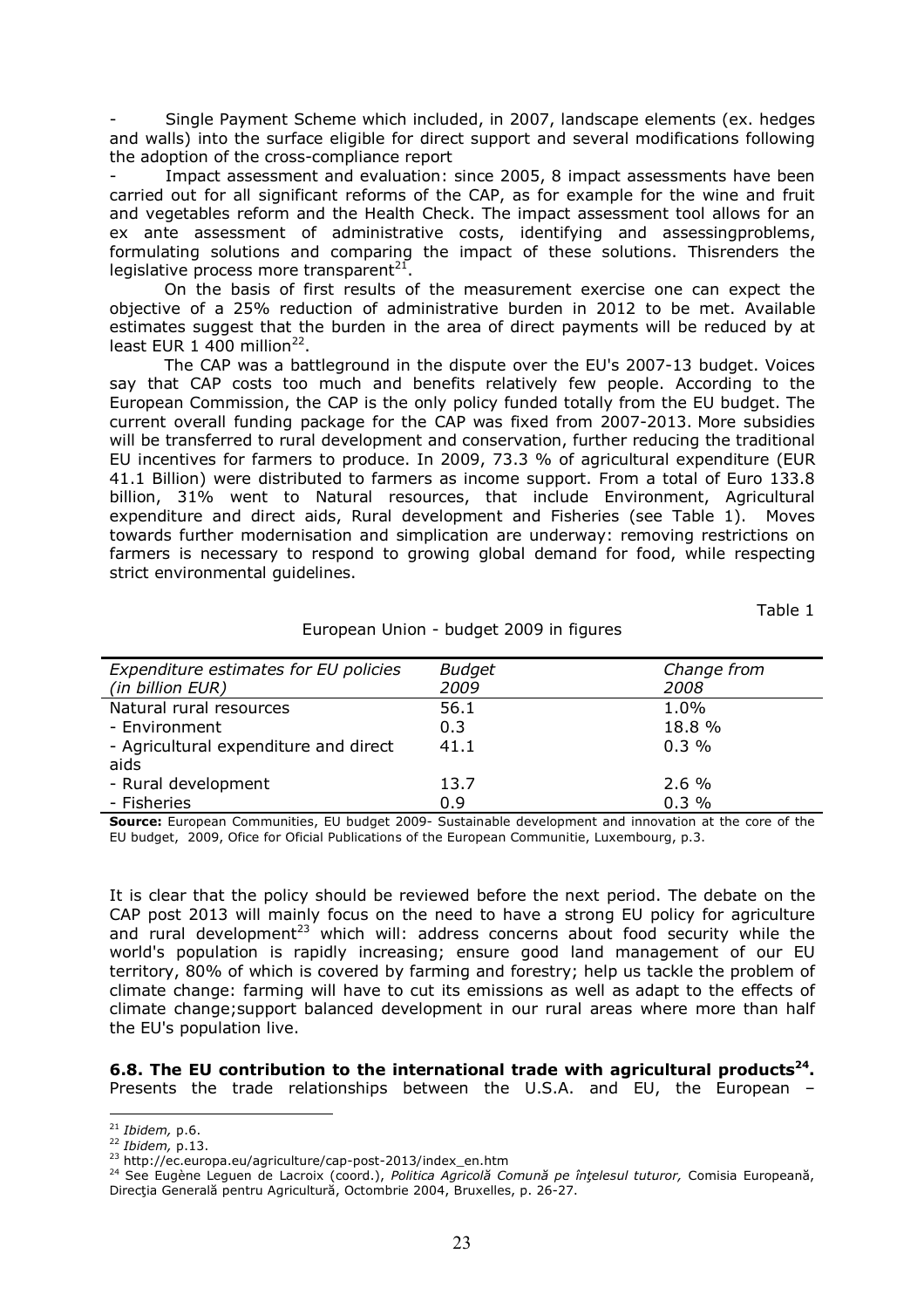- Single Payment Scheme which included, in 2007, landscape elements (ex. hedges and walls) into the surface eligible for direct support and several modifications following the adoption of the cross-compliance report

- Impact assessment and evaluation: since 2005, 8 impact assessments have been carried out for all significant reforms of the CAP, as for example for the wine and fruit and vegetables reform and the Health Check. The impact assessment tool allows for an ex ante assessment of administrative costs, identifying and assessingproblems, formulating solutions and comparing the impact of these solutions. Thisrenders the legislative process more transparent[21].

On the basis of first results of the measurement exercise one can expect the objective of a 25% reduction of administrative burden in 2012 to be met. Available estimates suggest that the burden in the area of direct payments will be reduced by at least EUR 1 400 million[22].

The CAP was a battleground in the dispute over the EU's 2007-13 budget. Voices say that CAP costs too much and benefits relatively few people. According to the European Commission, the CAP is the only policy funded totally from the EU budget. The current overall funding package for the CAP was fixed from 2007-2013. More subsidies will be transferred to rural development and conservation, further reducing the traditional EU incentives for farmers to produce. In 2009, 73.3 % of agricultural expenditure (EUR 41.1 Billion) were distributed to farmers as income support. From a total of Euro 133.8 billion, 31% went to Natural resources, that include Environment, Agricultural expenditure and direct aids, Rural development and Fisheries (see Table 1). Moves towards further modernisation and simplication are underway: removing restrictions on farmers is necessary to respond to growing global demand for food, while respecting strict environmental guidelines.

Table 1

European Union - budget 2009 in figures

| *Expenditure estimates for EU policies (in billion EUR)* | *Budget 2009* | *Change from 2008* |
|---|---|---|
| Natural rural resources | 56.1 | 1.0% |
| - Environment | 0.3 | 18.8 % |
| - Agricultural expenditure and direct aids | 41.1 | 0.3 % |
| - Rural development | 13.7 | 2.6 % |
| - Fisheries | 0.9 | 0.3 % |

**Source:** European Communities, EU budget 2009- Sustainable development and innovation at the core of the EU budget, 2009, Ofice for Oficial Publications of the European Communitie, Luxembourg, p.3.

It is clear that the policy should be reviewed before the next period. The debate on the CAP post 2013 will mainly focus on the need to have a strong EU policy for agriculture and rural development[23] which will: address concerns about food security while the world's population is rapidly increasing; ensure good land management of our EU territory, 80% of which is covered by farming and forestry; help us tackle the problem of climate change: farming will have to cut its emissions as well as adapt to the effects of climate change;support balanced development in our rural areas where more than half the EU's population live.

**6.8. The EU contribution to the international trade with agricultural products[24].** Presents the trade relationships between the U.S.A. and EU, the European –

[21] *Ibidem,* p.6.
[22] *Ibidem,* p.13.
[23] http://ec.europa.eu/agriculture/cap-post-2013/index_en.htm
[24] See Eugène Leguen de Lacroix (coord.), *Politica Agricolă Comună pe înţelesul tuturor,* Comisia Europeană, Direcţia Generală pentru Agricultură, Octombrie 2004, Bruxelles, p. 26-27.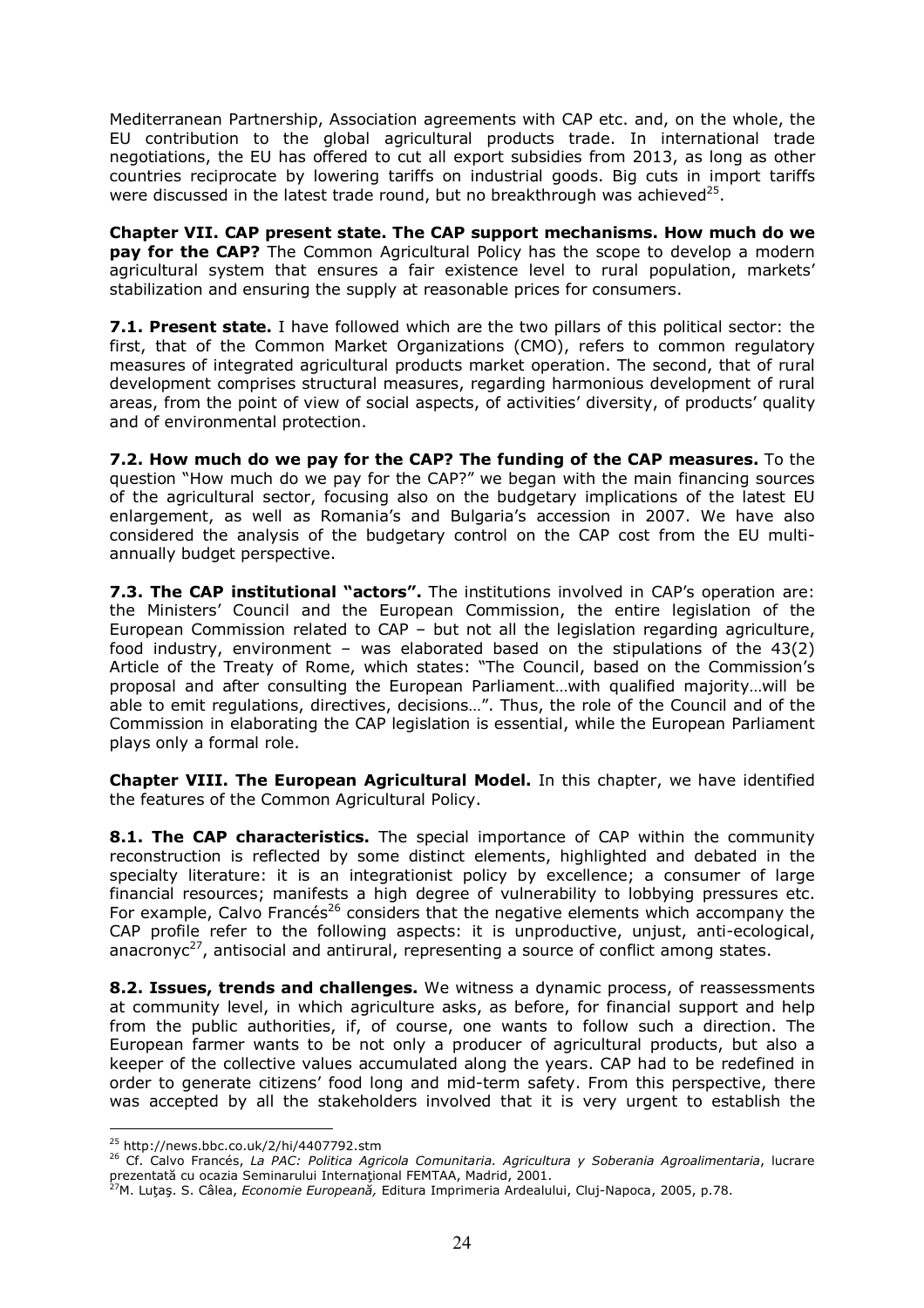Mediterranean Partnership, Association agreements with CAP etc. and, on the whole, the EU contribution to the global agricultural products trade. In international trade negotiations, the EU has offered to cut all export subsidies from 2013, as long as other countries reciprocate by lowering tariffs on industrial goods. Big cuts in import tariffs were discussed in the latest trade round, but no breakthrough was achieved[25].

**Chapter VII. CAP present state. The CAP support mechanisms. How much do we pay for the CAP?** The Common Agricultural Policy has the scope to develop a modern agricultural system that ensures a fair existence level to rural population, markets' stabilization and ensuring the supply at reasonable prices for consumers.

**7.1. Present state.** I have followed which are the two pillars of this political sector: the first, that of the Common Market Organizations (CMO), refers to common regulatory measures of integrated agricultural products market operation. The second, that of rural development comprises structural measures, regarding harmonious development of rural areas, from the point of view of social aspects, of activities' diversity, of products' quality and of environmental protection.

**7.2. How much do we pay for the CAP? The funding of the CAP measures.** To the question "How much do we pay for the CAP?" we began with the main financing sources of the agricultural sector, focusing also on the budgetary implications of the latest EU enlargement, as well as Romania's and Bulgaria's accession in 2007. We have also considered the analysis of the budgetary control on the CAP cost from the EU multi-annually budget perspective.

**7.3. The CAP institutional "actors".** The institutions involved in CAP's operation are: the Ministers' Council and the European Commission, the entire legislation of the European Commission related to CAP – but not all the legislation regarding agriculture, food industry, environment – was elaborated based on the stipulations of the 43(2) Article of the Treaty of Rome, which states: "The Council, based on the Commission's proposal and after consulting the European Parliament…with qualified majority…will be able to emit regulations, directives, decisions…". Thus, the role of the Council and of the Commission in elaborating the CAP legislation is essential, while the European Parliament plays only a formal role.

**Chapter VIII. The European Agricultural Model.** In this chapter, we have identified the features of the Common Agricultural Policy.

**8.1. The CAP characteristics.** The special importance of CAP within the community reconstruction is reflected by some distinct elements, highlighted and debated in the specialty literature: it is an integrationist policy by excellence; a consumer of large financial resources; manifests a high degree of vulnerability to lobbying pressures etc. For example, Calvo Francés[26] considers that the negative elements which accompany the CAP profile refer to the following aspects: it is unproductive, unjust, anti-ecological, anacronyc[27], antisocial and antirural, representing a source of conflict among states.

**8.2. Issues, trends and challenges.** We witness a dynamic process, of reassessments at community level, in which agriculture asks, as before, for financial support and help from the public authorities, if, of course, one wants to follow such a direction. The European farmer wants to be not only a producer of agricultural products, but also a keeper of the collective values accumulated along the years. CAP had to be redefined in order to generate citizens' food long and mid-term safety. From this perspective, there was accepted by all the stakeholders involved that it is very urgent to establish the

---

[25] http://news.bbc.co.uk/2/hi/4407792.stm

[26] Cf. Calvo Francés, *La PAC: Politica Agricola Comunitaria. Agricultura y Soberania Agroalimentaria*, lucrare prezentată cu ocazia Seminarului Internaţional FEMTAA, Madrid, 2001.

[27] M. Luţaş. S. Câlea, *Economie Europeană,* Editura Imprimeria Ardealului, Cluj-Napoca, 2005, p.78.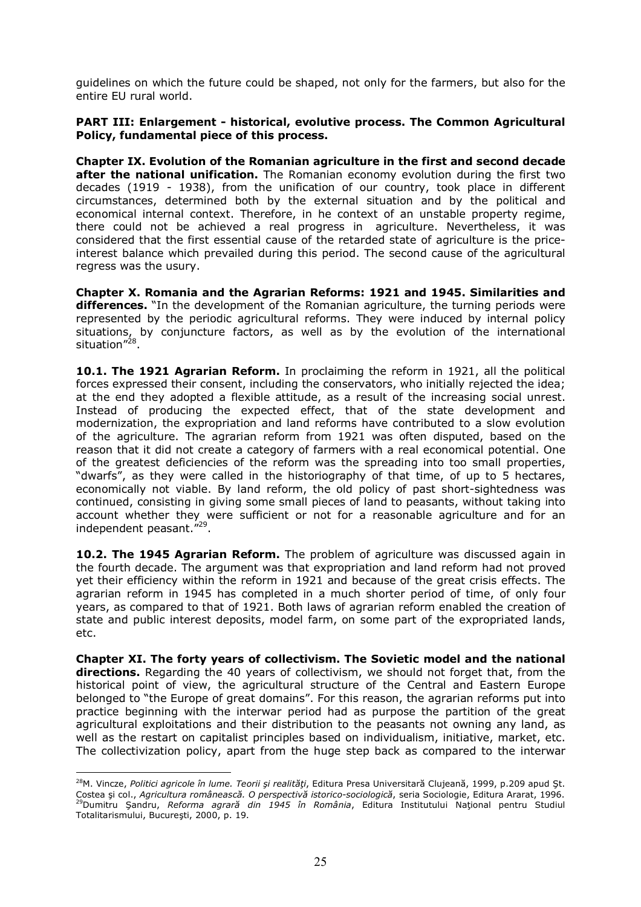guidelines on which the future could be shaped, not only for the farmers, but also for the entire EU rural world.

**PART III: Enlargement - historical, evolutive process. The Common Agricultural Policy, fundamental piece of this process.**

**Chapter IX. Evolution of the Romanian agriculture in the first and second decade after the national unification.** The Romanian economy evolution during the first two decades (1919 - 1938), from the unification of our country, took place in different circumstances, determined both by the external situation and by the political and economical internal context. Therefore, in he context of an unstable property regime, there could not be achieved a real progress in agriculture. Nevertheless, it was considered that the first essential cause of the retarded state of agriculture is the price-interest balance which prevailed during this period. The second cause of the agricultural regress was the usury.

**Chapter X. Romania and the Agrarian Reforms: 1921 and 1945. Similarities and differences.** "In the development of the Romanian agriculture, the turning periods were represented by the periodic agricultural reforms. They were induced by internal policy situations, by conjuncture factors, as well as by the evolution of the international situation"[28].

**10.1. The 1921 Agrarian Reform.** In proclaiming the reform in 1921, all the political forces expressed their consent, including the conservators, who initially rejected the idea; at the end they adopted a flexible attitude, as a result of the increasing social unrest. Instead of producing the expected effect, that of the state development and modernization, the expropriation and land reforms have contributed to a slow evolution of the agriculture. The agrarian reform from 1921 was often disputed, based on the reason that it did not create a category of farmers with a real economical potential. One of the greatest deficiencies of the reform was the spreading into too small properties, "dwarfs", as they were called in the historiography of that time, of up to 5 hectares, economically not viable. By land reform, the old policy of past short-sightedness was continued, consisting in giving some small pieces of land to peasants, without taking into account whether they were sufficient or not for a reasonable agriculture and for an independent peasant."[29].

**10.2. The 1945 Agrarian Reform.** The problem of agriculture was discussed again in the fourth decade. The argument was that expropriation and land reform had not proved yet their efficiency within the reform in 1921 and because of the great crisis effects. The agrarian reform in 1945 has completed in a much shorter period of time, of only four years, as compared to that of 1921. Both laws of agrarian reform enabled the creation of state and public interest deposits, model farm, on some part of the expropriated lands, etc.

**Chapter XI. The forty years of collectivism. The Sovietic model and the national directions.** Regarding the 40 years of collectivism, we should not forget that, from the historical point of view, the agricultural structure of the Central and Eastern Europe belonged to "the Europe of great domains". For this reason, the agrarian reforms put into practice beginning with the interwar period had as purpose the partition of the great agricultural exploitations and their distribution to the peasants not owning any land, as well as the restart on capitalist principles based on individualism, initiative, market, etc. The collectivization policy, apart from the huge step back as compared to the interwar

---

[28] M. Vincze, *Politici agricole în lume. Teorii şi realităţi*, Editura Presa Universitară Clujeană, 1999, p.209 apud Şt. Costea şi col., *Agricultura românească. O perspectivă istorico-sociologică*, seria Sociologie, Editura Ararat, 1996.

[29] Dumitru Şandru, *Reforma agrară din 1945 în România*, Editura Institutului Naţional pentru Studiul Totalitarismului, Bucureşti, 2000, p. 19.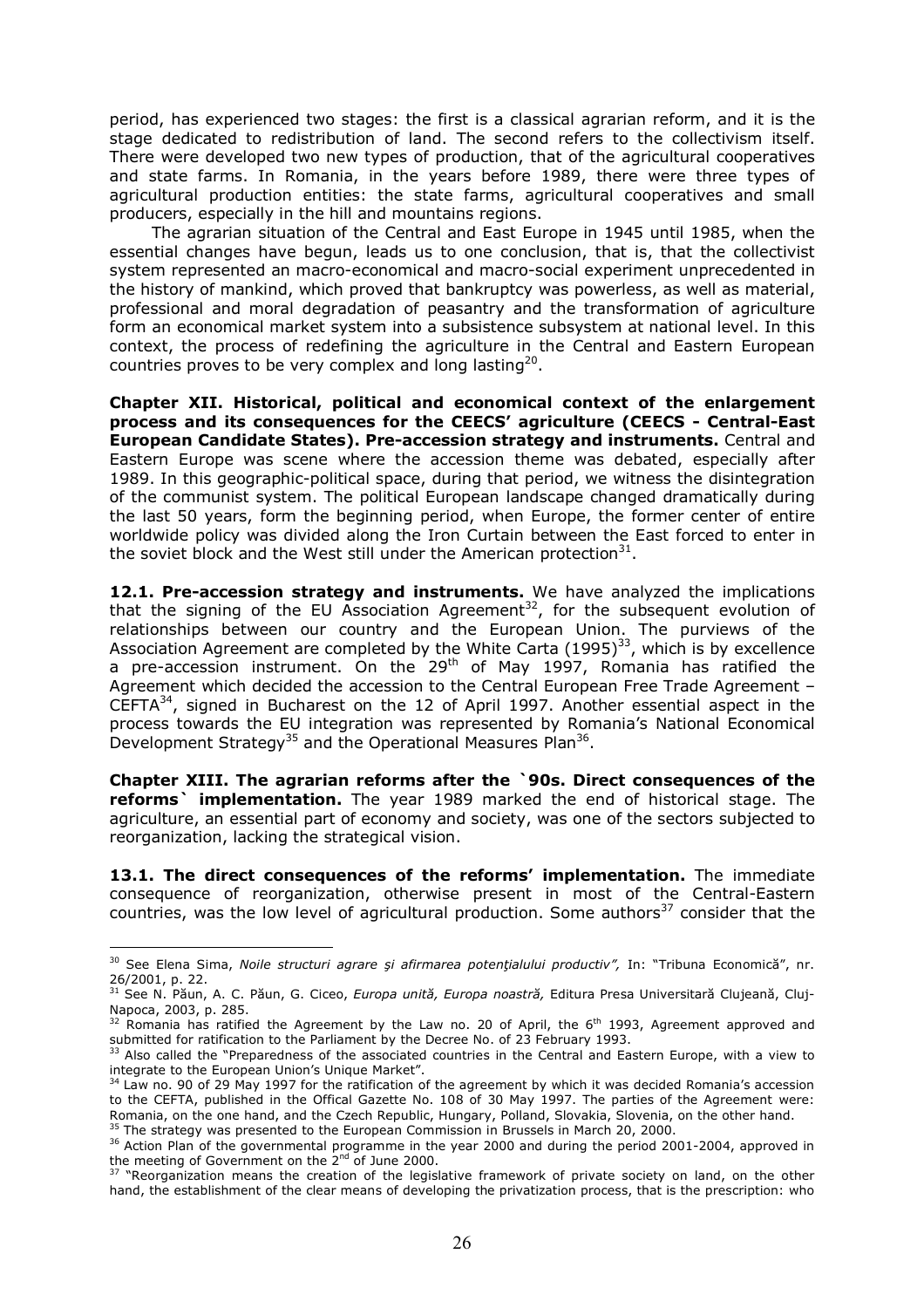period, has experienced two stages: the first is a classical agrarian reform, and it is the stage dedicated to redistribution of land. The second refers to the collectivism itself. There were developed two new types of production, that of the agricultural cooperatives and state farms. In Romania, in the years before 1989, there were three types of agricultural production entities: the state farms, agricultural cooperatives and small producers, especially in the hill and mountains regions.

The agrarian situation of the Central and East Europe in 1945 until 1985, when the essential changes have begun, leads us to one conclusion, that is, that the collectivist system represented an macro-economical and macro-social experiment unprecedented in the history of mankind, which proved that bankruptcy was powerless, as well as material, professional and moral degradation of peasantry and the transformation of agriculture form an economical market system into a subsistence subsystem at national level. In this context, the process of redefining the agriculture in the Central and Eastern European countries proves to be very complex and long lasting[20].

**Chapter XII. Historical, political and economical context of the enlargement process and its consequences for the CEECS' agriculture (CEECS - Central-East European Candidate States). Pre-accession strategy and instruments.** Central and Eastern Europe was scene where the accession theme was debated, especially after 1989. In this geographic-political space, during that period, we witness the disintegration of the communist system. The political European landscape changed dramatically during the last 50 years, form the beginning period, when Europe, the former center of entire worldwide policy was divided along the Iron Curtain between the East forced to enter in the soviet block and the West still under the American protection[31].

**12.1. Pre-accession strategy and instruments.** We have analyzed the implications that the signing of the EU Association Agreement[32], for the subsequent evolution of relationships between our country and the European Union. The purviews of the Association Agreement are completed by the White Carta (1995)[33], which is by excellence a pre-accession instrument. On the 29th of May 1997, Romania has ratified the Agreement which decided the accession to the Central European Free Trade Agreement – CEFTA[34], signed in Bucharest on the 12 of April 1997. Another essential aspect in the process towards the EU integration was represented by Romania's National Economical Development Strategy[35] and the Operational Measures Plan[36].

**Chapter XIII. The agrarian reforms after the `90s. Direct consequences of the reforms` implementation.** The year 1989 marked the end of historical stage. The agriculture, an essential part of economy and society, was one of the sectors subjected to reorganization, lacking the strategical vision.

**13.1. The direct consequences of the reforms' implementation.** The immediate consequence of reorganization, otherwise present in most of the Central-Eastern countries, was the low level of agricultural production. Some authors[37] consider that the

---

[30] See Elena Sima, *Noile structuri agrare şi afirmarea potenţialului productiv",* In: "Tribuna Economică", nr. 26/2001, p. 22.

[31] See N. Păun, A. C. Păun, G. Ciceo, *Europa unită, Europa noastră,* Editura Presa Universitară Clujeană, Cluj-Napoca, 2003, p. 285.

[32] Romania has ratified the Agreement by the Law no. 20 of April, the 6th 1993, Agreement approved and submitted for ratification to the Parliament by the Decree No. of 23 February 1993.

[33] Also called the "Preparedness of the associated countries in the Central and Eastern Europe, with a view to integrate to the European Union's Unique Market".

[34] Law no. 90 of 29 May 1997 for the ratification of the agreement by which it was decided Romania's accession to the CEFTA, published in the Offical Gazette No. 108 of 30 May 1997. The parties of the Agreement were: Romania, on the one hand, and the Czech Republic, Hungary, Polland, Slovakia, Slovenia, on the other hand.

[35] The strategy was presented to the European Commission in Brussels in March 20, 2000.

[36] Action Plan of the governmental programme in the year 2000 and during the period 2001-2004, approved in the meeting of Government on the 2nd of June 2000.

[37] "Reorganization means the creation of the legislative framework of private society on land, on the other hand, the establishment of the clear means of developing the privatization process, that is the prescription: who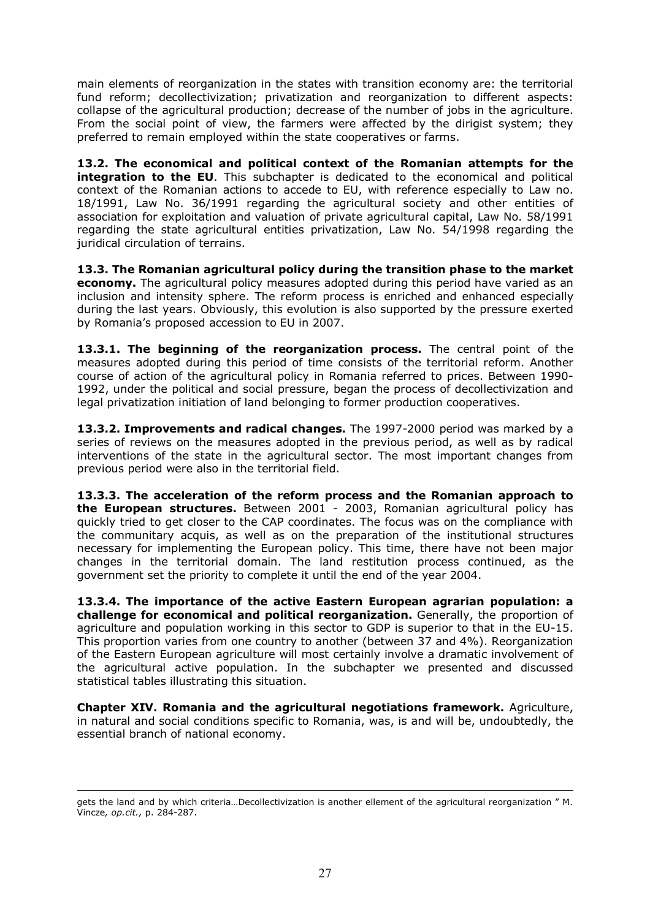main elements of reorganization in the states with transition economy are: the territorial fund reform; decollectivization; privatization and reorganization to different aspects: collapse of the agricultural production; decrease of the number of jobs in the agriculture. From the social point of view, the farmers were affected by the dirigist system; they preferred to remain employed within the state cooperatives or farms.

**13.2. The economical and political context of the Romanian attempts for the integration to the EU**. This subchapter is dedicated to the economical and political context of the Romanian actions to accede to EU, with reference especially to Law no. 18/1991, Law No. 36/1991 regarding the agricultural society and other entities of association for exploitation and valuation of private agricultural capital, Law No. 58/1991 regarding the state agricultural entities privatization, Law No. 54/1998 regarding the juridical circulation of terrains.

**13.3. The Romanian agricultural policy during the transition phase to the market economy.** The agricultural policy measures adopted during this period have varied as an inclusion and intensity sphere. The reform process is enriched and enhanced especially during the last years. Obviously, this evolution is also supported by the pressure exerted by Romania's proposed accession to EU in 2007.

**13.3.1. The beginning of the reorganization process.** The central point of the measures adopted during this period of time consists of the territorial reform. Another course of action of the agricultural policy in Romania referred to prices. Between 1990-1992, under the political and social pressure, began the process of decollectivization and legal privatization initiation of land belonging to former production cooperatives.

**13.3.2. Improvements and radical changes.** The 1997-2000 period was marked by a series of reviews on the measures adopted in the previous period, as well as by radical interventions of the state in the agricultural sector. The most important changes from previous period were also in the territorial field.

**13.3.3. The acceleration of the reform process and the Romanian approach to the European structures.** Between 2001 - 2003, Romanian agricultural policy has quickly tried to get closer to the CAP coordinates. The focus was on the compliance with the communitary acquis, as well as on the preparation of the institutional structures necessary for implementing the European policy. This time, there have not been major changes in the territorial domain. The land restitution process continued, as the government set the priority to complete it until the end of the year 2004.

**13.3.4. The importance of the active Eastern European agrarian population: a challenge for economical and political reorganization.** Generally, the proportion of agriculture and population working in this sector to GDP is superior to that in the EU-15. This proportion varies from one country to another (between 37 and 4%). Reorganization of the Eastern European agriculture will most certainly involve a dramatic involvement of the agricultural active population. In the subchapter we presented and discussed statistical tables illustrating this situation.

**Chapter XIV. Romania and the agricultural negotiations framework.** Agriculture, in natural and social conditions specific to Romania, was, is and will be, undoubtedly, the essential branch of national economy.

---

gets the land and by which criteria…Decollectivization is another ellement of the agricultural reorganization " M. Vincze*, op.cit.,* p. 284-287.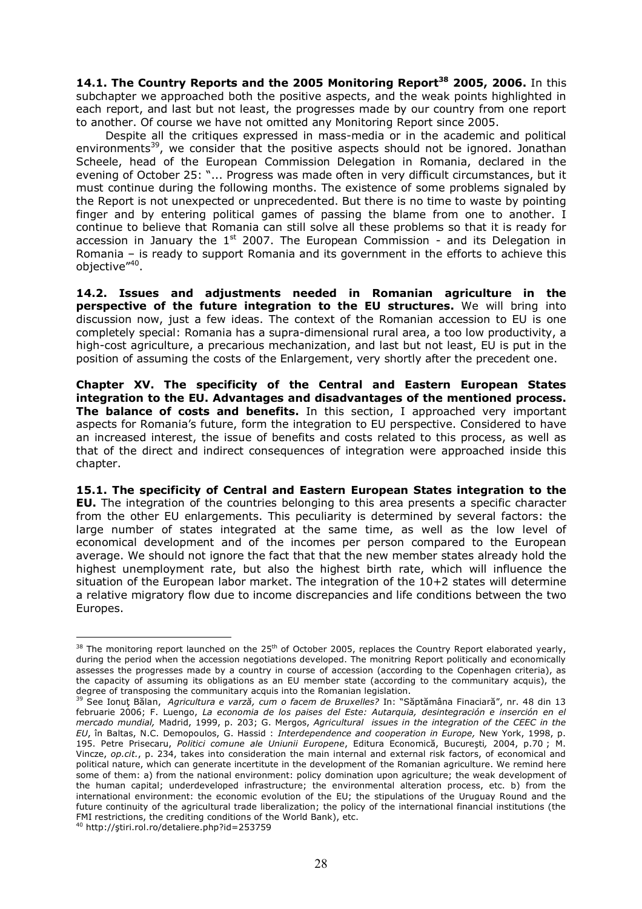**14.1. The Country Reports and the 2005 Monitoring Report[38] 2005, 2006.** In this subchapter we approached both the positive aspects, and the weak points highlighted in each report, and last but not least, the progresses made by our country from one report to another. Of course we have not omitted any Monitoring Report since 2005.

Despite all the critiques expressed in mass-media or in the academic and political environments[39], we consider that the positive aspects should not be ignored. Jonathan Scheele, head of the European Commission Delegation in Romania, declared in the evening of October 25: "... Progress was made often in very difficult circumstances, but it must continue during the following months. The existence of some problems signaled by the Report is not unexpected or unprecedented. But there is no time to waste by pointing finger and by entering political games of passing the blame from one to another. I continue to believe that Romania can still solve all these problems so that it is ready for accession in January the 1st 2007. The European Commission - and its Delegation in Romania – is ready to support Romania and its government in the efforts to achieve this objective"[40].

**14.2. Issues and adjustments needed in Romanian agriculture in the perspective of the future integration to the EU structures.** We will bring into discussion now, just a few ideas. The context of the Romanian accession to EU is one completely special: Romania has a supra-dimensional rural area, a too low productivity, a high-cost agriculture, a precarious mechanization, and last but not least, EU is put in the position of assuming the costs of the Enlargement, very shortly after the precedent one.

**Chapter XV. The specificity of the Central and Eastern European States integration to the EU. Advantages and disadvantages of the mentioned process. The balance of costs and benefits.** In this section, I approached very important aspects for Romania's future, form the integration to EU perspective. Considered to have an increased interest, the issue of benefits and costs related to this process, as well as that of the direct and indirect consequences of integration were approached inside this chapter.

**15.1. The specificity of Central and Eastern European States integration to the EU.** The integration of the countries belonging to this area presents a specific character from the other EU enlargements. This peculiarity is determined by several factors: the large number of states integrated at the same time, as well as the low level of economical development and of the incomes per person compared to the European average. We should not ignore the fact that that the new member states already hold the highest unemployment rate, but also the highest birth rate, which will influence the situation of the European labor market. The integration of the 10+2 states will determine a relative migratory flow due to income discrepancies and life conditions between the two Europes.

---

[38] The monitoring report launched on the 25th of October 2005, replaces the Country Report elaborated yearly, during the period when the accession negotiations developed. The monitring Report politically and economically assesses the progresses made by a country in course of accession (according to the Copenhagen criteria), as the capacity of assuming its obligations as an EU member state (according to the communitary acquis), the degree of transposing the communitary acquis into the Romanian legislation.

[39] See Ionuţ Bălan, *Agricultura e varză, cum o facem de Bruxelles?* In: "Săptămâna Finaciară", nr. 48 din 13 februarie 2006; F. Luengo, *La economia de los paises del Este: Autarquia, desintegración e inserción en el mercado mundial,* Madrid, 1999, p. 203; G. Mergos, *Agricultural issues in the integration of the CEEC in the EU*, în Baltas, N.C. Demopoulos, G. Hassid : *Interdependence and cooperation in Europe,* New York, 1998, p. 195. Petre Prisecaru, *Politici comune ale Uniunii Europene*, Editura Economică, Bucureşti, 2004, p.70 ; M. Vincze, *op.cit.*, p. 234, takes into consideration the main internal and external risk factors, of economical and political nature, which can generate incertitute in the development of the Romanian agriculture. We remind here some of them: a) from the national environment: policy domination upon agriculture; the weak development of the human capital; underdeveloped infrastructure; the environmental alteration process, etc. b) from the international environment: the economic evolution of the EU; the stipulations of the Uruguay Round and the future continuity of the agricultural trade liberalization; the policy of the international financial institutions (the FMI restrictions, the crediting conditions of the World Bank), etc.

[40] http://ştiri.rol.ro/detaliere.php?id=253759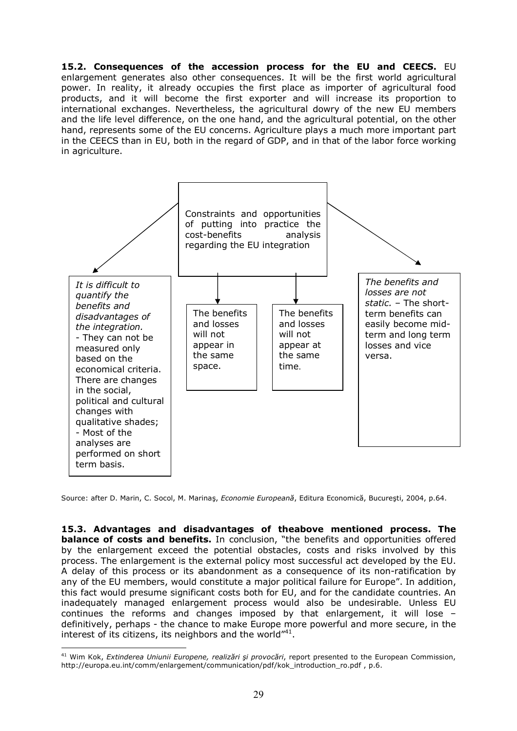**15.2. Consequences of the accession process for the EU and CEECS.** EU enlargement generates also other consequences. It will be the first world agricultural power. In reality, it already occupies the first place as importer of agricultural food products, and it will become the first exporter and will increase its proportion to international exchanges. Nevertheless, the agricultural dowry of the new EU members and the life level difference, on the one hand, and the agricultural potential, on the other hand, represents some of the EU concerns. Agriculture plays a much more important part in the CEECS than in EU, both in the regard of GDP, and in that of the labor force working in agriculture.

Constraints and opportunities of putting into practice the cost-benefits analysis regarding the EU integration

- *It is difficult to quantify the benefits and disadvantages of the integration.*
  - They can not be measured only based on the economical criteria. There are changes in the social, political and cultural changes with qualitative shades;
  - Most of the analyses are performed on short term basis.
- The benefits and losses will not appear in the same space.
- The benefits and losses will not appear at the same time.
- *The benefits and losses are not static.* – The short-term benefits can easily become mid-term and long term losses and vice versa.

Source: after D. Marin, C. Socol, M. Marinaş, *Economie Europeană*, Editura Economică, Bucureşti, 2004, p.64.

**15.3. Advantages and disadvantages of theabove mentioned process. The balance of costs and benefits.** In conclusion, "the benefits and opportunities offered by the enlargement exceed the potential obstacles, costs and risks involved by this process. The enlargement is the external policy most successful act developed by the EU. A delay of this process or its abandonment as a consequence of its non-ratification by any of the EU members, would constitute a major political failure for Europe". In addition, this fact would presume significant costs both for EU, and for the candidate countries. An inadequately managed enlargement process would also be undesirable. Unless EU continues the reforms and changes imposed by that enlargement, it will lose – definitively, perhaps - the chance to make Europe more powerful and more secure, in the interest of its citizens, its neighbors and the world"[41].

[41] Wim Kok, *Extinderea Uniunii Europene, realizări şi provocări*, report presented to the European Commission, http://europa.eu.int/comm/enlargement/communication/pdf/kok_introduction_ro.pdf , p.6.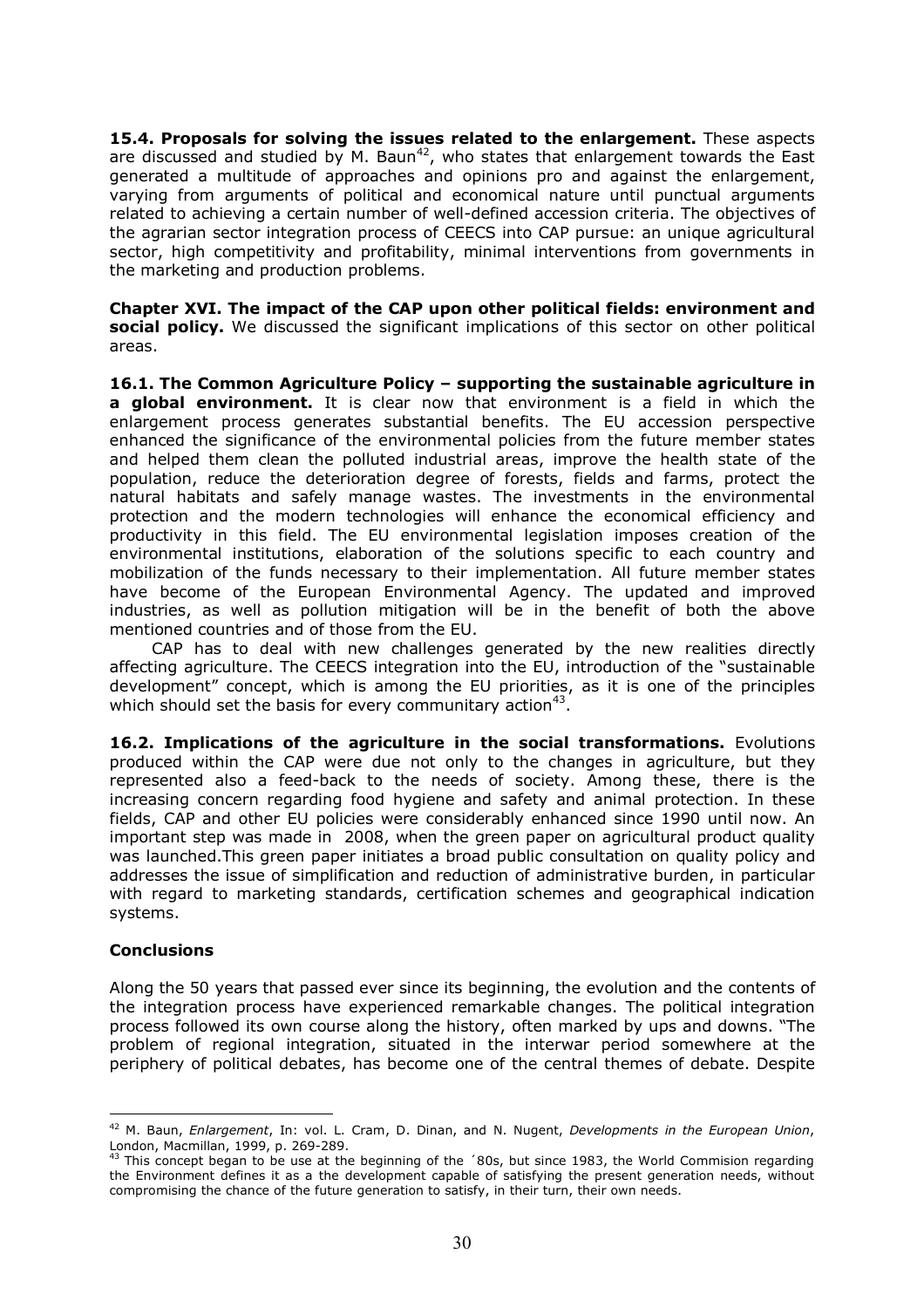**15.4. Proposals for solving the issues related to the enlargement.** These aspects are discussed and studied by M. Baun[42], who states that enlargement towards the East generated a multitude of approaches and opinions pro and against the enlargement, varying from arguments of political and economical nature until punctual arguments related to achieving a certain number of well-defined accession criteria. The objectives of the agrarian sector integration process of CEECS into CAP pursue: an unique agricultural sector, high competitivity and profitability, minimal interventions from governments in the marketing and production problems.

**Chapter XVI. The impact of the CAP upon other political fields: environment and social policy.** We discussed the significant implications of this sector on other political areas.

**16.1. The Common Agriculture Policy – supporting the sustainable agriculture in a global environment.** It is clear now that environment is a field in which the enlargement process generates substantial benefits. The EU accession perspective enhanced the significance of the environmental policies from the future member states and helped them clean the polluted industrial areas, improve the health state of the population, reduce the deterioration degree of forests, fields and farms, protect the natural habitats and safely manage wastes. The investments in the environmental protection and the modern technologies will enhance the economical efficiency and productivity in this field. The EU environmental legislation imposes creation of the environmental institutions, elaboration of the solutions specific to each country and mobilization of the funds necessary to their implementation. All future member states have become of the European Environmental Agency. The updated and improved industries, as well as pollution mitigation will be in the benefit of both the above mentioned countries and of those from the EU.

CAP has to deal with new challenges generated by the new realities directly affecting agriculture. The CEECS integration into the EU, introduction of the "sustainable development" concept, which is among the EU priorities, as it is one of the principles which should set the basis for every communitary action[43].

**16.2. Implications of the agriculture in the social transformations.** Evolutions produced within the CAP were due not only to the changes in agriculture, but they represented also a feed-back to the needs of society. Among these, there is the increasing concern regarding food hygiene and safety and animal protection. In these fields, CAP and other EU policies were considerably enhanced since 1990 until now. An important step was made in 2008, when the green paper on agricultural product quality was launched.This green paper initiates a broad public consultation on quality policy and addresses the issue of simplification and reduction of administrative burden, in particular with regard to marketing standards, certification schemes and geographical indication systems.

**Conclusions**

Along the 50 years that passed ever since its beginning, the evolution and the contents of the integration process have experienced remarkable changes. The political integration process followed its own course along the history, often marked by ups and downs. "The problem of regional integration, situated in the interwar period somewhere at the periphery of political debates, has become one of the central themes of debate. Despite

---

[42] M. Baun, *Enlargement*, In: vol. L. Cram, D. Dinan, and N. Nugent, *Developments in the European Union*, London, Macmillan, 1999, p. 269-289.

[43] This concept began to be use at the beginning of the ´80s, but since 1983, the World Commision regarding the Environment defines it as a the development capable of satisfying the present generation needs, without compromising the chance of the future generation to satisfy, in their turn, their own needs.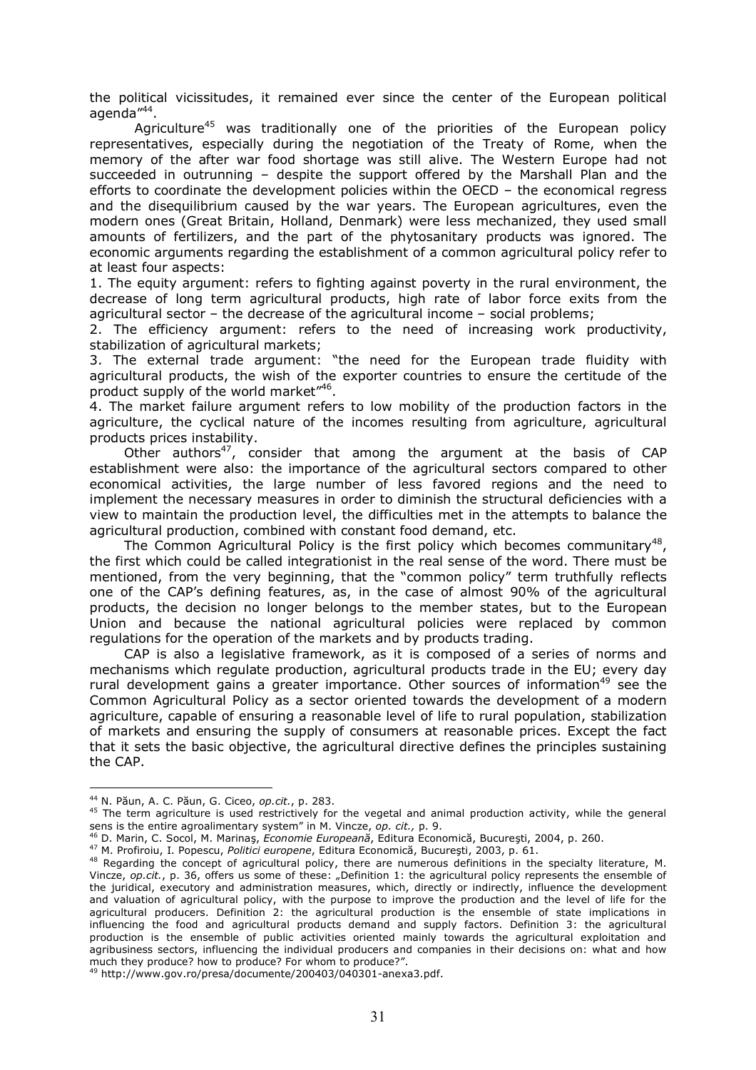the political vicissitudes, it remained ever since the center of the European political agenda"[44].

Agriculture[45] was traditionally one of the priorities of the European policy representatives, especially during the negotiation of the Treaty of Rome, when the memory of the after war food shortage was still alive. The Western Europe had not succeeded in outrunning – despite the support offered by the Marshall Plan and the efforts to coordinate the development policies within the OECD – the economical regress and the disequilibrium caused by the war years. The European agricultures, even the modern ones (Great Britain, Holland, Denmark) were less mechanized, they used small amounts of fertilizers, and the part of the phytosanitary products was ignored. The economic arguments regarding the establishment of a common agricultural policy refer to at least four aspects:

1. The equity argument: refers to fighting against poverty in the rural environment, the decrease of long term agricultural products, high rate of labor force exits from the agricultural sector – the decrease of the agricultural income – social problems;
2. The efficiency argument: refers to the need of increasing work productivity, stabilization of agricultural markets;
3. The external trade argument: "the need for the European trade fluidity with agricultural products, the wish of the exporter countries to ensure the certitude of the product supply of the world market"[46].
4. The market failure argument refers to low mobility of the production factors in the agriculture, the cyclical nature of the incomes resulting from agriculture, agricultural products prices instability.

Other authors[47], consider that among the argument at the basis of CAP establishment were also: the importance of the agricultural sectors compared to other economical activities, the large number of less favored regions and the need to implement the necessary measures in order to diminish the structural deficiencies with a view to maintain the production level, the difficulties met in the attempts to balance the agricultural production, combined with constant food demand, etc.

The Common Agricultural Policy is the first policy which becomes communitary[48], the first which could be called integrationist in the real sense of the word. There must be mentioned, from the very beginning, that the "common policy" term truthfully reflects one of the CAP's defining features, as, in the case of almost 90% of the agricultural products, the decision no longer belongs to the member states, but to the European Union and because the national agricultural policies were replaced by common regulations for the operation of the markets and by products trading.

CAP is also a legislative framework, as it is composed of a series of norms and mechanisms which regulate production, agricultural products trade in the EU; every day rural development gains a greater importance. Other sources of information[49] see the Common Agricultural Policy as a sector oriented towards the development of a modern agriculture, capable of ensuring a reasonable level of life to rural population, stabilization of markets and ensuring the supply of consumers at reasonable prices. Except the fact that it sets the basic objective, the agricultural directive defines the principles sustaining the CAP.

---

[44] N. Păun, A. C. Păun, G. Ciceo, *op.cit.*, p. 283.

[45] The term agriculture is used restrictively for the vegetal and animal production activity, while the general sens is the entire agroalimentary system" in M. Vincze, *op. cit.,* p. 9.

[46] D. Marin, C. Socol, M. Marinaş, *Economie Europeană*, Editura Economică, Bucureşti, 2004, p. 260.

[47] M. Profiroiu, I. Popescu, *Politici europene*, Editura Economică, Bucureşti, 2003, p. 61.

[48] Regarding the concept of agricultural policy, there are numerous definitions in the specialty literature, M. Vincze, *op.cit.*, p. 36, offers us some of these: „Definition 1: the agricultural policy represents the ensemble of the juridical, executory and administration measures, which, directly or indirectly, influence the development and valuation of agricultural policy, with the purpose to improve the production and the level of life for the agricultural producers. Definition 2: the agricultural production is the ensemble of state implications in influencing the food and agricultural products demand and supply factors. Definition 3: the agricultural production is the ensemble of public activities oriented mainly towards the agricultural exploitation and agribusiness sectors, influencing the individual producers and companies in their decisions on: what and how much they produce? how to produce? For whom to produce?".

[49] http://www.gov.ro/presa/documente/200403/040301-anexa3.pdf.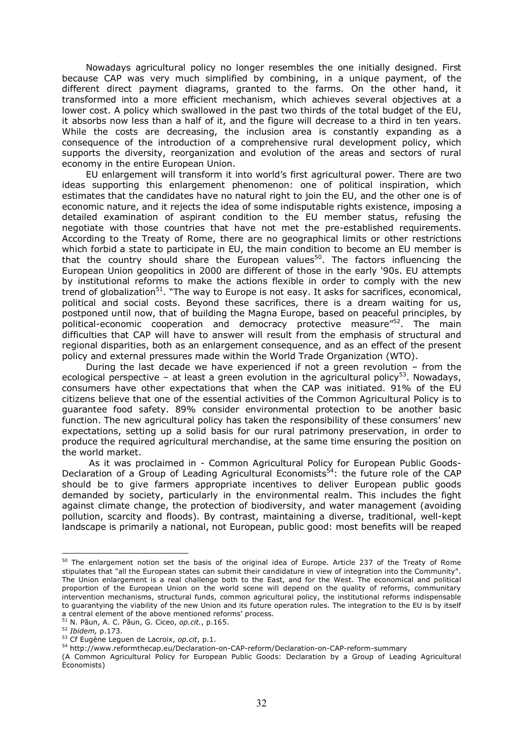Nowadays agricultural policy no longer resembles the one initially designed. First because CAP was very much simplified by combining, in a unique payment, of the different direct payment diagrams, granted to the farms. On the other hand, it transformed into a more efficient mechanism, which achieves several objectives at a lower cost. A policy which swallowed in the past two thirds of the total budget of the EU, it absorbs now less than a half of it, and the figure will decrease to a third in ten years. While the costs are decreasing, the inclusion area is constantly expanding as a consequence of the introduction of a comprehensive rural development policy, which supports the diversity, reorganization and evolution of the areas and sectors of rural economy in the entire European Union.

EU enlargement will transform it into world's first agricultural power. There are two ideas supporting this enlargement phenomenon: one of political inspiration, which estimates that the candidates have no natural right to join the EU, and the other one is of economic nature, and it rejects the idea of some indisputable rights existence, imposing a detailed examination of aspirant condition to the EU member status, refusing the negotiate with those countries that have not met the pre-established requirements. According to the Treaty of Rome, there are no geographical limits or other restrictions which forbid a state to participate in EU, the main condition to become an EU member is that the country should share the European values[50]. The factors influencing the European Union geopolitics in 2000 are different of those in the early '90s. EU attempts by institutional reforms to make the actions flexible in order to comply with the new trend of globalization[51]. "The way to Europe is not easy. It asks for sacrifices, economical, political and social costs. Beyond these sacrifices, there is a dream waiting for us, postponed until now, that of building the Magna Europe, based on peaceful principles, by political-economic cooperation and democracy protective measure"[52]. The main difficulties that CAP will have to answer will result from the emphasis of structural and regional disparities, both as an enlargement consequence, and as an effect of the present policy and external pressures made within the World Trade Organization (WTO).

During the last decade we have experienced if not a green revolution – from the ecological perspective – at least a green evolution in the agricultural policy[53]. Nowadays, consumers have other expectations that when the CAP was initiated. 91% of the EU citizens believe that one of the essential activities of the Common Agricultural Policy is to guarantee food safety. 89% consider environmental protection to be another basic function. The new agricultural policy has taken the responsibility of these consumers' new expectations, setting up a solid basis for our rural patrimony preservation, in order to produce the required agricultural merchandise, at the same time ensuring the position on the world market.

As it was proclaimed in - Common Agricultural Policy for European Public Goods- Declaration of a Group of Leading Agricultural Economists[54]: the future role of the CAP should be to give farmers appropriate incentives to deliver European public goods demanded by society, particularly in the environmental realm. This includes the fight against climate change, the protection of biodiversity, and water management (avoiding pollution, scarcity and floods). By contrast, maintaining a diverse, traditional, well-kept landscape is primarily a national, not European, public good: most benefits will be reaped

---

[50] The enlargement notion set the basis of the original idea of Europe. Article 237 of the Treaty of Rome stipulates that "all the European states can submit their candidature in view of integration into the Community". The Union enlargement is a real challenge both to the East, and for the West. The economical and political proportion of the European Union on the world scene will depend on the quality of reforms, communitary intervention mechanisms, structural funds, common agricultural policy, the institutional reforms indispensable to guarantying the viability of the new Union and its future operation rules. The integration to the EU is by itself a central element of the above mentioned reforms' process.

[51] N. Păun, A. C. Păun, G. Ciceo, *op.cit.*, p.165.

[52] *Ibidem,* p.173.

[53] Cf Eugène Leguen de Lacroix, *op.cit*, p.1.

[54] http://www.reformthecap.eu/Declaration-on-CAP-reform/Declaration-on-CAP-reform-summary
(A Common Agricultural Policy for European Public Goods: Declaration by a Group of Leading Agricultural Economists)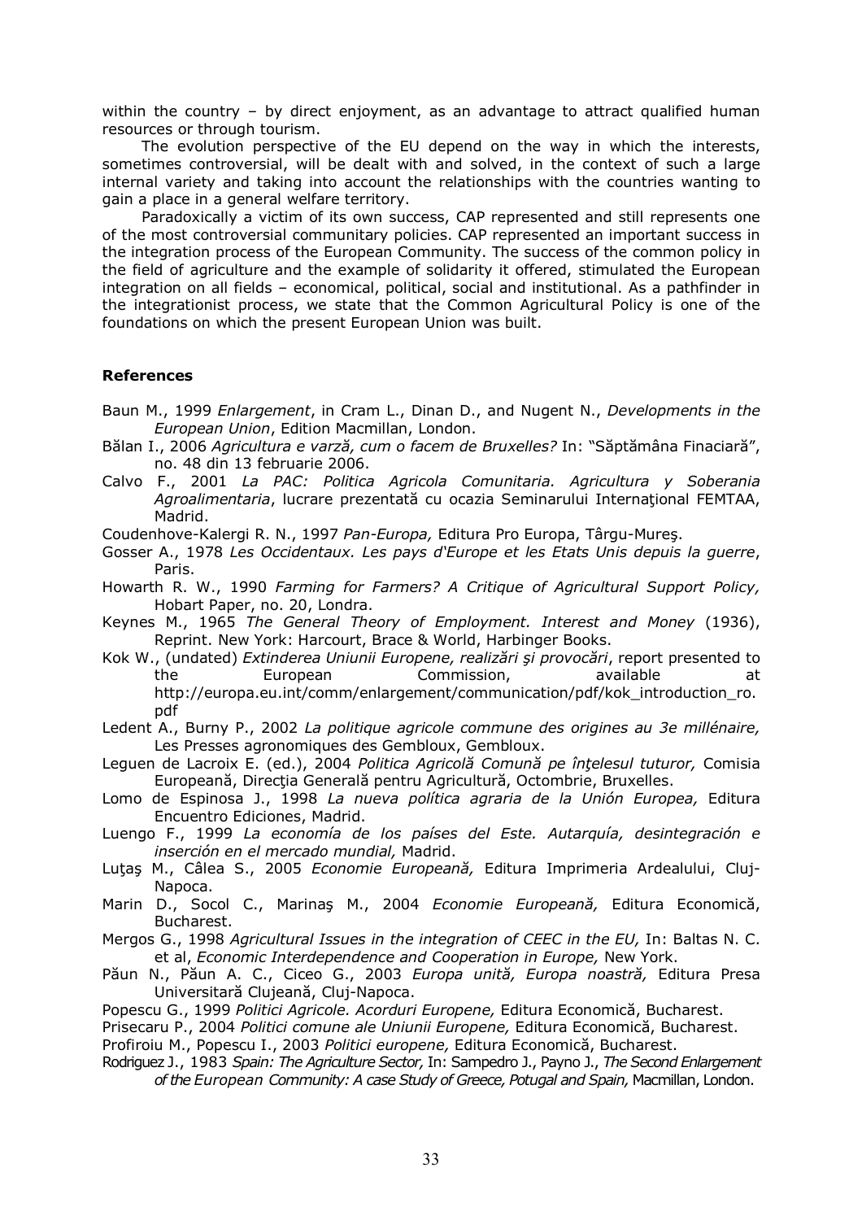within the country – by direct enjoyment, as an advantage to attract qualified human resources or through tourism.

The evolution perspective of the EU depend on the way in which the interests, sometimes controversial, will be dealt with and solved, in the context of such a large internal variety and taking into account the relationships with the countries wanting to gain a place in a general welfare territory.

Paradoxically a victim of its own success, CAP represented and still represents one of the most controversial communitary policies. CAP represented an important success in the integration process of the European Community. The success of the common policy in the field of agriculture and the example of solidarity it offered, stimulated the European integration on all fields – economical, political, social and institutional. As a pathfinder in the integrationist process, we state that the Common Agricultural Policy is one of the foundations on which the present European Union was built.

## References

Baun M., 1999 *Enlargement*, in Cram L., Dinan D., and Nugent N., *Developments in the European Union*, Edition Macmillan, London.

Bălan I., 2006 *Agricultura e varză, cum o facem de Bruxelles?* In: "Săptămâna Finaciară", no. 48 din 13 februarie 2006.

Calvo F., 2001 *La PAC: Politica Agricola Comunitaria. Agricultura y Soberania Agroalimentaria*, lucrare prezentată cu ocazia Seminarului Internaţional FEMTAA, Madrid.

Coudenhove-Kalergi R. N., 1997 *Pan-Europa,* Editura Pro Europa, Târgu-Mureş.

Gosser A., 1978 *Les Occidentaux. Les pays d'Europe et les Etats Unis depuis la guerre*, Paris.

Howarth R. W., 1990 *Farming for Farmers? A Critique of Agricultural Support Policy,* Hobart Paper, no. 20, Londra.

Keynes M., 1965 *The General Theory of Employment. Interest and Money* (1936), Reprint. New York: Harcourt, Brace & World, Harbinger Books.

Kok W., (undated) *Extinderea Uniunii Europene, realizări şi provocări*, report presented to the European Commission, available at http://europa.eu.int/comm/enlargement/communication/pdf/kok_introduction_ro.pdf

Ledent A., Burny P., 2002 *La politique agricole commune des origines au 3e millénaire,* Les Presses agronomiques des Gembloux, Gembloux.

Leguen de Lacroix E. (ed.), 2004 *Politica Agricolă Comună pe înţelesul tuturor,* Comisia Europeană, Direcţia Generală pentru Agricultură, Octombrie, Bruxelles.

Lomo de Espinosa J., 1998 *La nueva política agraria de la Unión Europea,* Editura Encuentro Ediciones, Madrid.

Luengo F., 1999 *La economía de los países del Este. Autarquía, desintegración e inserción en el mercado mundial,* Madrid.

Luţaş M., Câlea S., 2005 *Economie Europeană,* Editura Imprimeria Ardealului, Cluj-Napoca.

Marin D., Socol C., Marinaş M., 2004 *Economie Europeană,* Editura Economică, Bucharest.

Mergos G., 1998 *Agricultural Issues in the integration of CEEC in the EU,* In: Baltas N. C. et al, *Economic Interdependence and Cooperation in Europe,* New York.

Păun N., Păun A. C., Ciceo G., 2003 *Europa unită, Europa noastră,* Editura Presa Universitară Clujeană, Cluj-Napoca.

Popescu G., 1999 *Politici Agricole. Acorduri Europene,* Editura Economică, Bucharest.

Prisecaru P., 2004 *Politici comune ale Uniunii Europene,* Editura Economică, Bucharest.

Profiroiu M., Popescu I., 2003 *Politici europene,* Editura Economică, Bucharest.

Rodriguez J., 1983 *Spain: The Agriculture Sector,* In: Sampedro J., Payno J., *The Second Enlargement of the European Community: A case Study of Greece, Potugal and Spain,* Macmillan, London.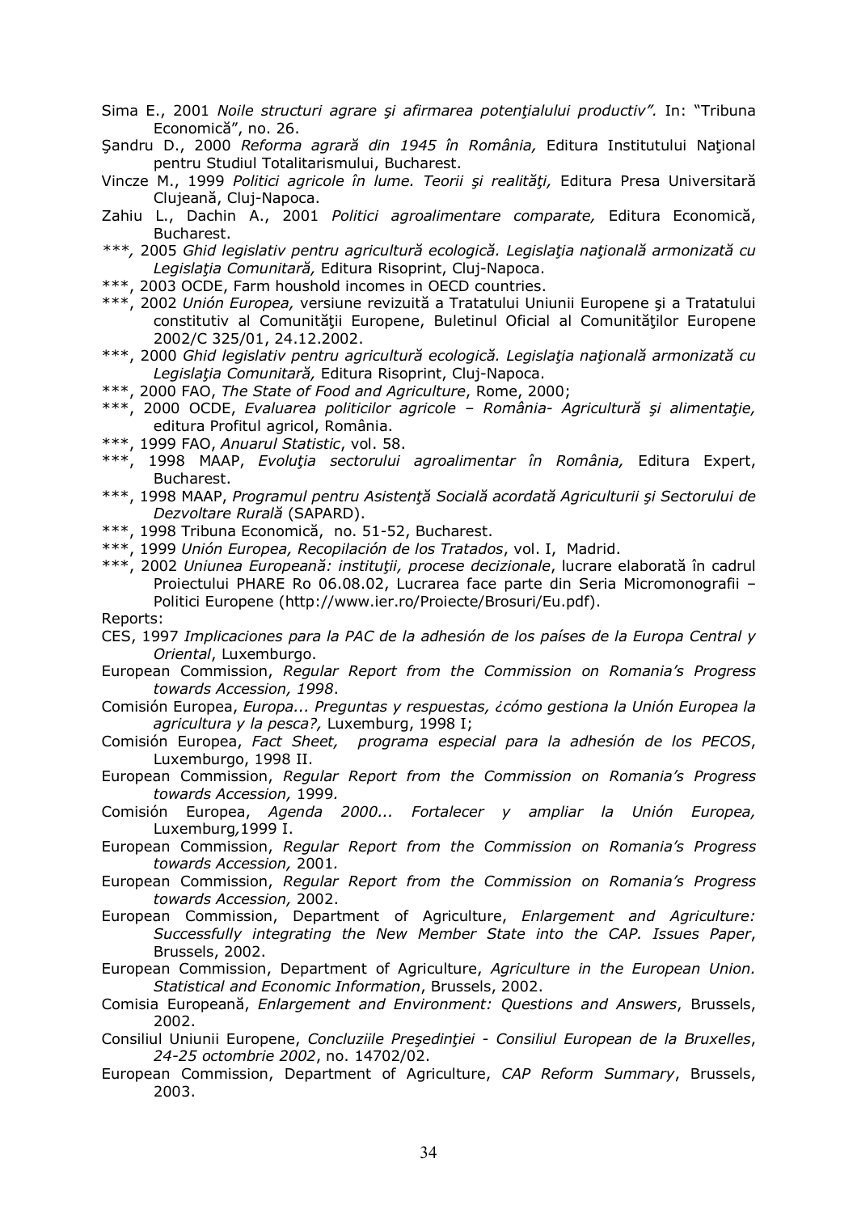Sima E., 2001 *Noile structuri agrare şi afirmarea potenţialului productiv".* In: "Tribuna Economică", no. 26.

Şandru D., 2000 *Reforma agrară din 1945 în România,* Editura Institutului Naţional pentru Studiul Totalitarismului, Bucharest.

Vincze M., 1999 *Politici agricole în lume. Teorii şi realităţi,* Editura Presa Universitară Clujeană, Cluj-Napoca.

Zahiu L., Dachin A., 2001 *Politici agroalimentare comparate,* Editura Economică, Bucharest.

*\*\*\*,* 2005 *Ghid legislativ pentru agricultură ecologică. Legislaţia naţională armonizată cu Legislaţia Comunitară,* Editura Risoprint, Cluj-Napoca.

\*\*\*, 2003 OCDE, Farm houshold incomes in OECD countries.

\*\*\*, 2002 *Unión Europea,* versiune revizuită a Tratatului Uniunii Europene şi a Tratatului constitutiv al Comunităţii Europene, Buletinul Oficial al Comunităţilor Europene 2002/C 325/01, 24.12.2002.

\*\*\*, 2000 *Ghid legislativ pentru agricultură ecologică. Legislaţia naţională armonizată cu Legislaţia Comunitară,* Editura Risoprint, Cluj-Napoca.

\*\*\*, 2000 FAO, *The State of Food and Agriculture*, Rome, 2000;

\*\*\*, 2000 OCDE, *Evaluarea politicilor agricole – România- Agricultură şi alimentaţie,* editura Profitul agricol, România.

\*\*\*, 1999 FAO, *Anuarul Statistic*, vol. 58.

\*\*\*, 1998 MAAP, *Evoluţia sectorului agroalimentar în România,* Editura Expert, Bucharest.

\*\*\*, 1998 MAAP, *Programul pentru Asistenţă Socială acordată Agriculturii şi Sectorului de Dezvoltare Rurală* (SAPARD).

\*\*\*, 1998 Tribuna Economică, no. 51-52, Bucharest.

\*\*\*, 1999 *Unión Europea, Recopilación de los Tratados*, vol. I, Madrid.

\*\*\*, 2002 *Uniunea Europeană: instituţii, procese decizionale*, lucrare elaborată în cadrul Proiectului PHARE Ro 06.08.02, Lucrarea face parte din Seria Micromonografii – Politici Europene (http://www.ier.ro/Proiecte/Brosuri/Eu.pdf).

Reports:

CES, 1997 *Implicaciones para la PAC de la adhesión de los países de la Europa Central y Oriental*, Luxemburgo.

European Commission, *Regular Report from the Commission on Romania's Progress towards Accession, 1998*.

Comisión Europea, *Europa... Preguntas y respuestas, ¿cómo gestiona la Unión Europea la agricultura y la pesca?,* Luxemburg, 1998 I;

Comisión Europea, *Fact Sheet, programa especial para la adhesión de los PECOS*, Luxemburgo, 1998 II.

European Commission, *Regular Report from the Commission on Romania's Progress towards Accession,* 1999*.*

Comisión Europea, *Agenda 2000... Fortalecer y ampliar la Unión Europea,* Luxemburg*,*1999 I.

European Commission, *Regular Report from the Commission on Romania's Progress towards Accession,* 2001*.*

European Commission, *Regular Report from the Commission on Romania's Progress towards Accession,* 2002.

European Commission, Department of Agriculture, *Enlargement and Agriculture: Successfully integrating the New Member State into the CAP. Issues Paper*, Brussels, 2002.

European Commission, Department of Agriculture, *Agriculture in the European Union. Statistical and Economic Information*, Brussels, 2002.

Comisia Europeană, *Enlargement and Environment: Questions and Answers*, Brussels, 2002.

Consiliul Uniunii Europene, *Concluziile Preşedinţiei - Consiliul European de la Bruxelles*, *24-25 octombrie 2002*, no. 14702/02.

European Commission, Department of Agriculture, *CAP Reform Summary*, Brussels, 2003.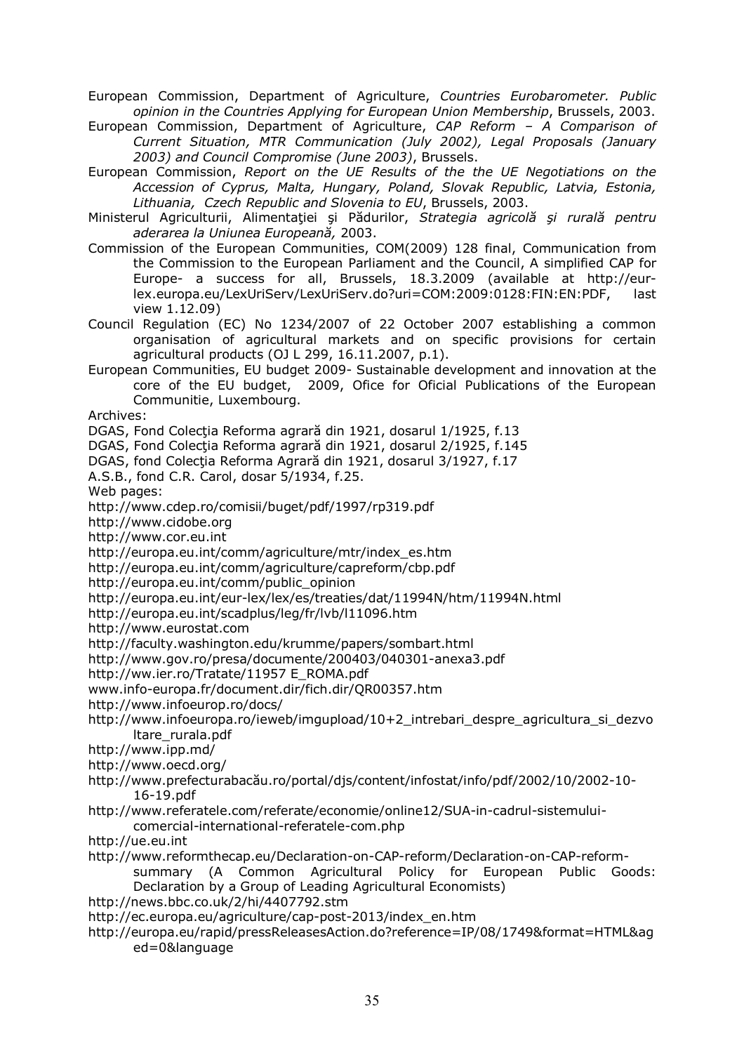European Commission, Department of Agriculture, *Countries Eurobarometer. Public opinion in the Countries Applying for European Union Membership*, Brussels, 2003.

European Commission, Department of Agriculture, *CAP Reform – A Comparison of Current Situation, MTR Communication (July 2002), Legal Proposals (January 2003) and Council Compromise (June 2003)*, Brussels.

European Commission, *Report on the UE Results of the the UE Negotiations on the Accession of Cyprus, Malta, Hungary, Poland, Slovak Republic, Latvia, Estonia, Lithuania, Czech Republic and Slovenia to EU*, Brussels, 2003.

Ministerul Agriculturii, Alimentaţiei şi Pădurilor, *Strategia agricolă şi rurală pentru aderarea la Uniunea Europeană,* 2003.

Commission of the European Communities, COM(2009) 128 final, Communication from the Commission to the European Parliament and the Council, A simplified CAP for Europe- a success for all, Brussels, 18.3.2009 (available at http://eur-lex.europa.eu/LexUriServ/LexUriServ.do?uri=COM:2009:0128:FIN:EN:PDF, last view 1.12.09)

Council Regulation (EC) No 1234/2007 of 22 October 2007 establishing a common organisation of agricultural markets and on specific provisions for certain agricultural products (OJ L 299, 16.11.2007, p.1).

European Communities, EU budget 2009- Sustainable development and innovation at the core of the EU budget, 2009, Ofice for Oficial Publications of the European Communitie, Luxembourg.

Archives:

DGAS, Fond Colecţia Reforma agrară din 1921, dosarul 1/1925, f.13

DGAS, Fond Colecţia Reforma agrară din 1921, dosarul 2/1925, f.145

DGAS, fond Colecţia Reforma Agrară din 1921, dosarul 3/1927, f.17

A.S.B., fond C.R. Carol, dosar 5/1934, f.25.

Web pages:

http://www.cdep.ro/comisii/buget/pdf/1997/rp319.pdf

http://www.cidobe.org

http://www.cor.eu.int

http://europa.eu.int/comm/agriculture/mtr/index_es.htm

http://europa.eu.int/comm/agriculture/capreform/cbp.pdf

http://europa.eu.int/comm/public_opinion

http://europa.eu.int/eur-lex/lex/es/treaties/dat/11994N/htm/11994N.html

http://europa.eu.int/scadplus/leg/fr/lvb/l11096.htm

http://www.eurostat.com

http://faculty.washington.edu/krumme/papers/sombart.html

http://www.gov.ro/presa/documente/200403/040301-anexa3.pdf

http://ww.ier.ro/Tratate/11957 E_ROMA.pdf

www.info-europa.fr/document.dir/fich.dir/QR00357.htm

http://www.infoeurop.ro/docs/

http://www.infoeuropa.ro/ieweb/imgupload/10+2_intrebari_despre_agricultura_si_dezvoltare_rurala.pdf

http://www.ipp.md/

http://www.oecd.org/

http://www.prefecturabacău.ro/portal/djs/content/infostat/info/pdf/2002/10/2002-10-16-19.pdf

http://www.referatele.com/referate/economie/online12/SUA-in-cadrul-sistemului-comercial-international-referatele-com.php

http://ue.eu.int

http://www.reformthecap.eu/Declaration-on-CAP-reform/Declaration-on-CAP-reform-summary (A Common Agricultural Policy for European Public Goods: Declaration by a Group of Leading Agricultural Economists)

http://news.bbc.co.uk/2/hi/4407792.stm

http://ec.europa.eu/agriculture/cap-post-2013/index_en.htm

http://europa.eu/rapid/pressReleasesAction.do?reference=IP/08/1749&format=HTML&aged=0&language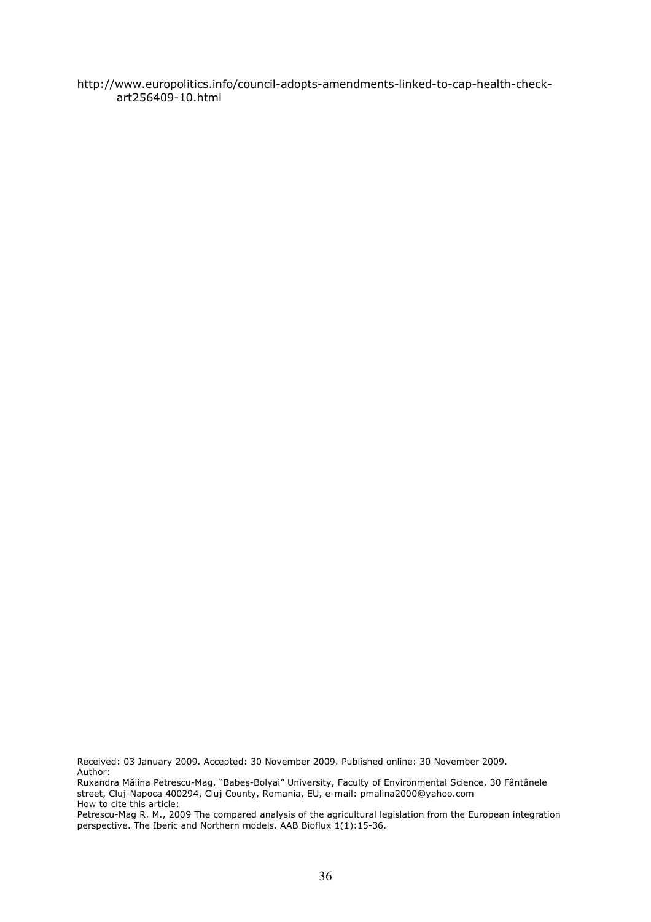http://www.europolitics.info/council-adopts-amendments-linked-to-cap-health-check-art256409-10.html

Received: 03 January 2009. Accepted: 30 November 2009. Published online: 30 November 2009.
Author:
Ruxandra Mălina Petrescu-Mag, "Babeş-Bolyai" University, Faculty of Environmental Science, 30 Fântânele street, Cluj-Napoca 400294, Cluj County, Romania, EU, e-mail: pmalina2000@yahoo.com
How to cite this article:
Petrescu-Mag R. M., 2009 The compared analysis of the agricultural legislation from the European integration perspective. The Iberic and Northern models. AAB Bioflux 1(1):15-36.